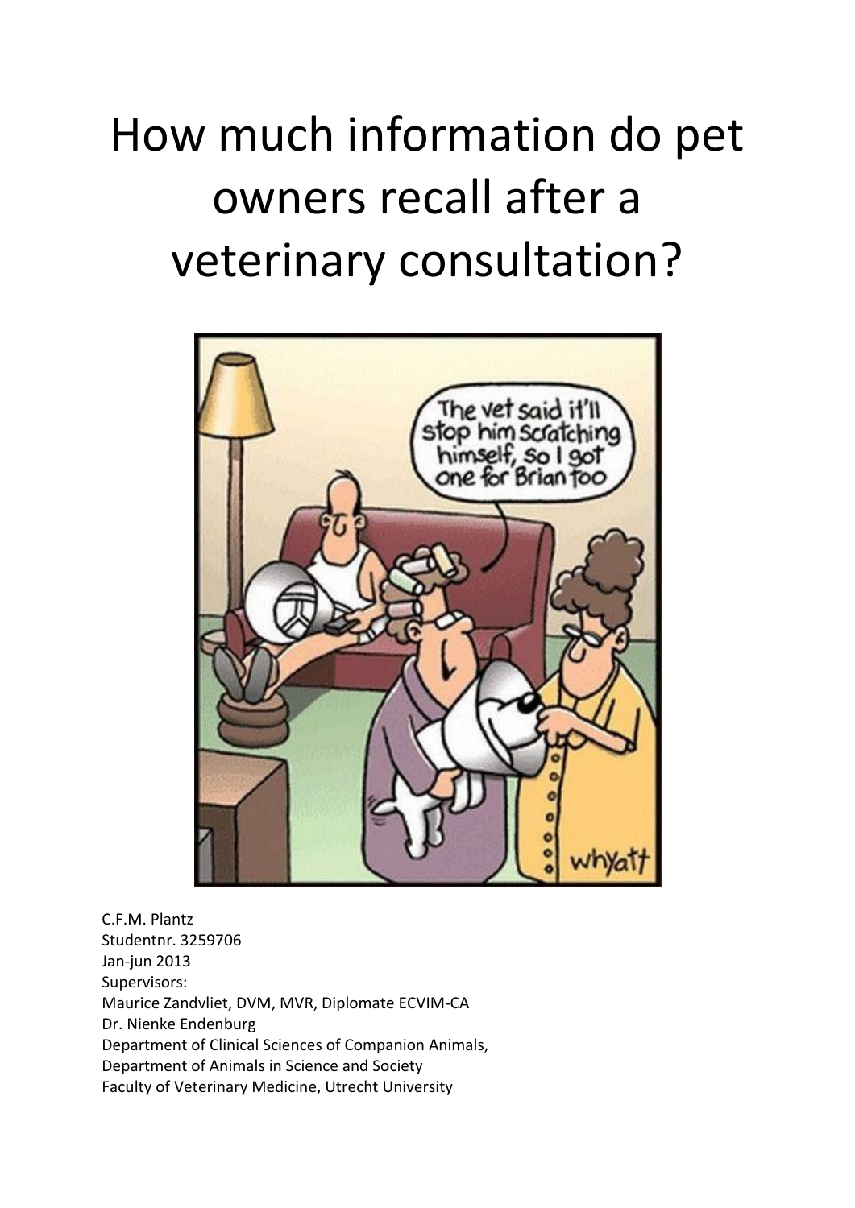# How much information do pet owners recall after a veterinary consultation?

C.F.M. Plantz
Studentnr. 3259706
Jan-jun 2013
Supervisors:
Maurice Zandvliet, DVM, MVR, Diplomate ECVIM-CA
Dr. Nienke Endenburg
Department of Clinical Sciences of Companion Animals,
Department of Animals in Science and Society
Faculty of Veterinary Medicine, Utrecht University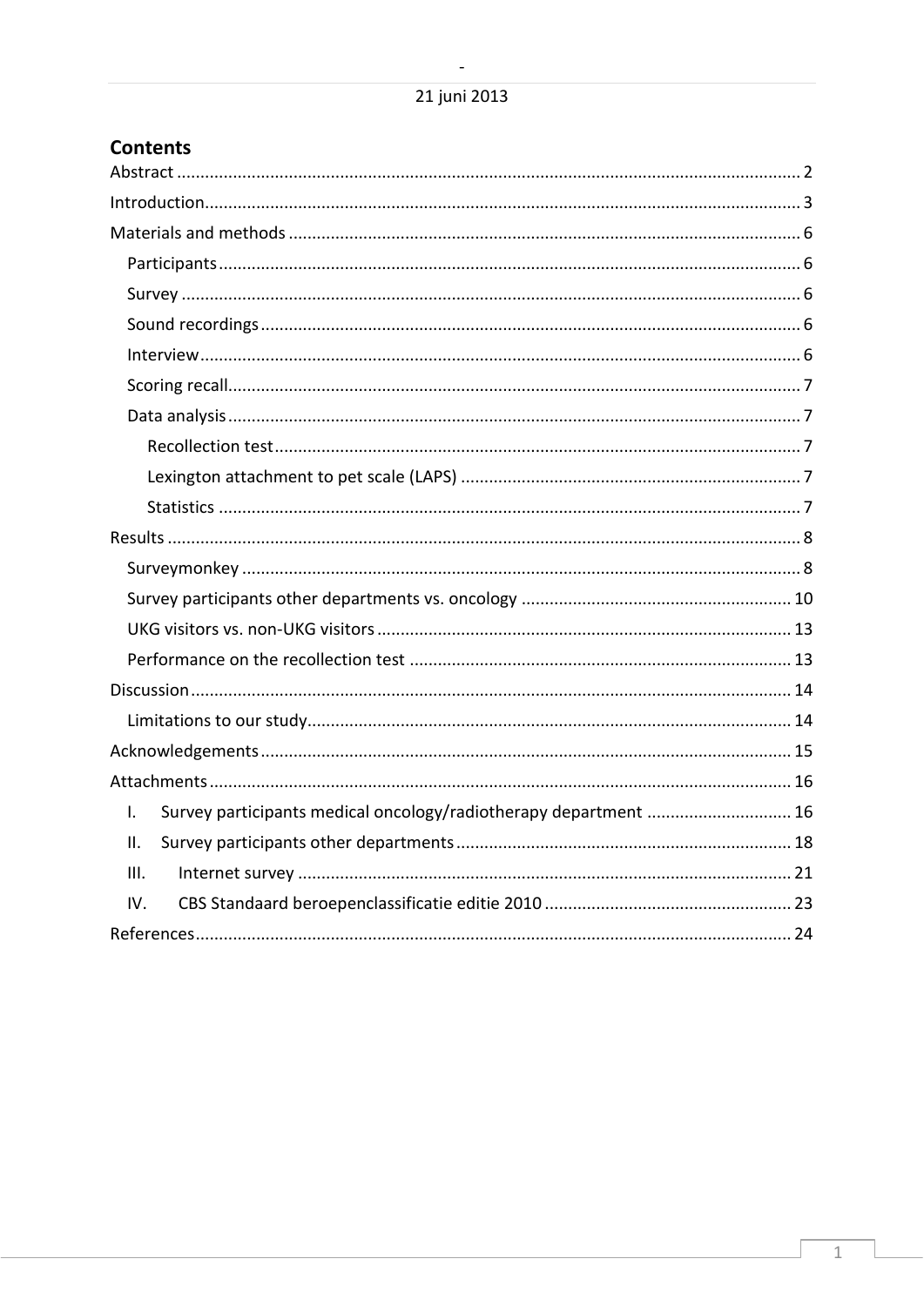## Contents

Abstract .... 2
Introduction .... 3
Materials and methods .... 6
- Participants .... 6
- Survey .... 6
- Sound recordings .... 6
- Interview .... 6
- Scoring recall .... 7
- Data analysis .... 7
  - Recollection test .... 7
  - Lexington attachment to pet scale (LAPS) .... 7
  - Statistics .... 7

Results .... 8
- Surveymonkey .... 8
- Survey participants other departments vs. oncology .... 10
- UKG visitors vs. non-UKG visitors .... 13
- Performance on the recollection test .... 13

Discussion .... 14
- Limitations to our study .... 14

Acknowledgements .... 15
Attachments .... 16
- I. Survey participants medical oncology/radiotherapy department .... 16
- II. Survey participants other departments .... 18
- III. Internet survey .... 21
- IV. CBS Standaard beroepenclassificatie editie 2010 .... 23

References .... 24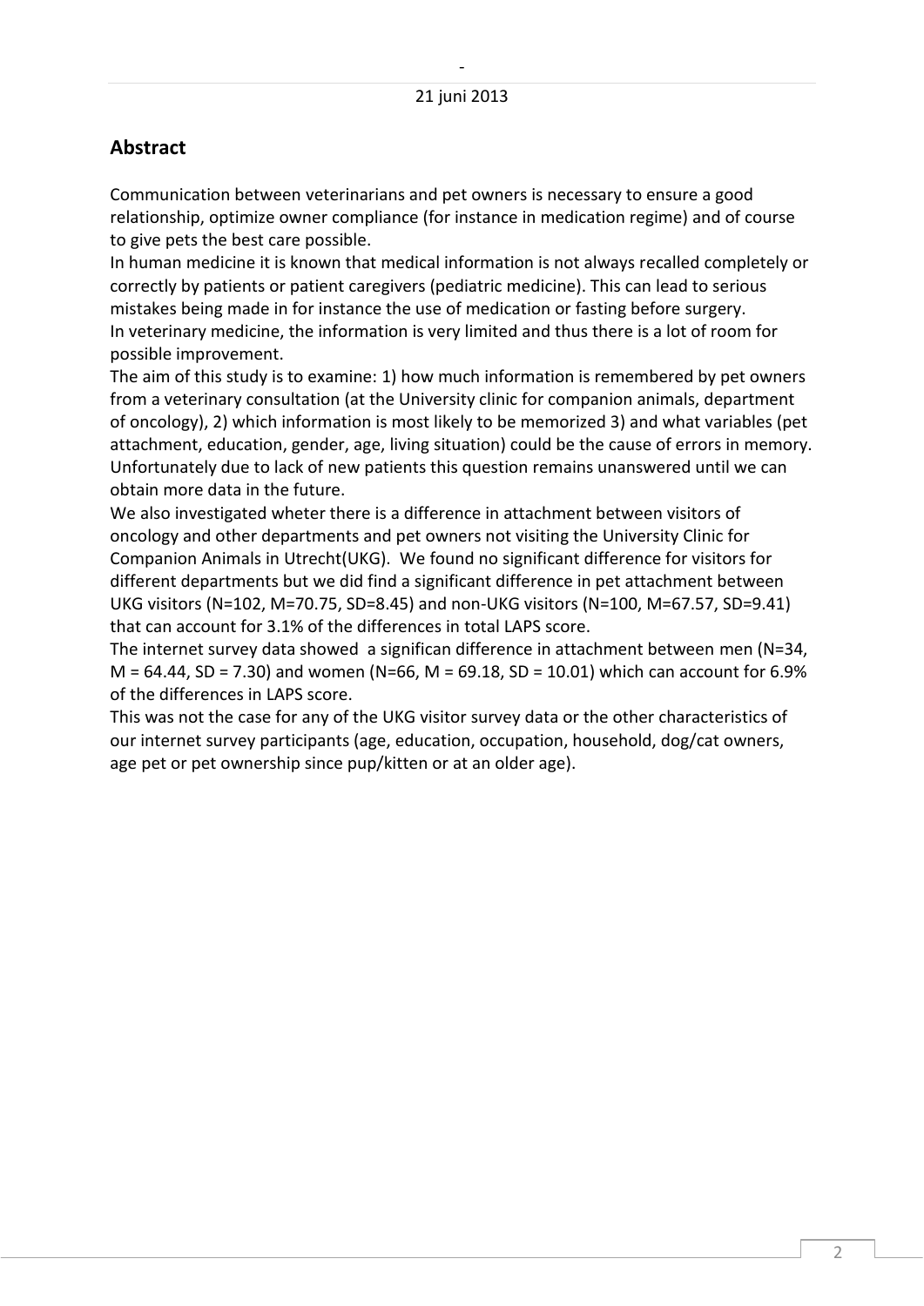## Abstract

Communication between veterinarians and pet owners is necessary to ensure a good relationship, optimize owner compliance (for instance in medication regime) and of course to give pets the best care possible.

In human medicine it is known that medical information is not always recalled completely or correctly by patients or patient caregivers (pediatric medicine). This can lead to serious mistakes being made in for instance the use of medication or fasting before surgery.

In veterinary medicine, the information is very limited and thus there is a lot of room for possible improvement.

The aim of this study is to examine: 1) how much information is remembered by pet owners from a veterinary consultation (at the University clinic for companion animals, department of oncology), 2) which information is most likely to be memorized 3) and what variables (pet attachment, education, gender, age, living situation) could be the cause of errors in memory. Unfortunately due to lack of new patients this question remains unanswered until we can obtain more data in the future.

We also investigated wheter there is a difference in attachment between visitors of oncology and other departments and pet owners not visiting the University Clinic for Companion Animals in Utrecht(UKG). We found no significant difference for visitors for different departments but we did find a significant difference in pet attachment between UKG visitors (N=102, M=70.75, SD=8.45) and non-UKG visitors (N=100, M=67.57, SD=9.41) that can account for 3.1% of the differences in total LAPS score.

The internet survey data showed a significan difference in attachment between men (N=34, M = 64.44, SD = 7.30) and women (N=66, M = 69.18, SD = 10.01) which can account for 6.9% of the differences in LAPS score.

This was not the case for any of the UKG visitor survey data or the other characteristics of our internet survey participants (age, education, occupation, household, dog/cat owners, age pet or pet ownership since pup/kitten or at an older age).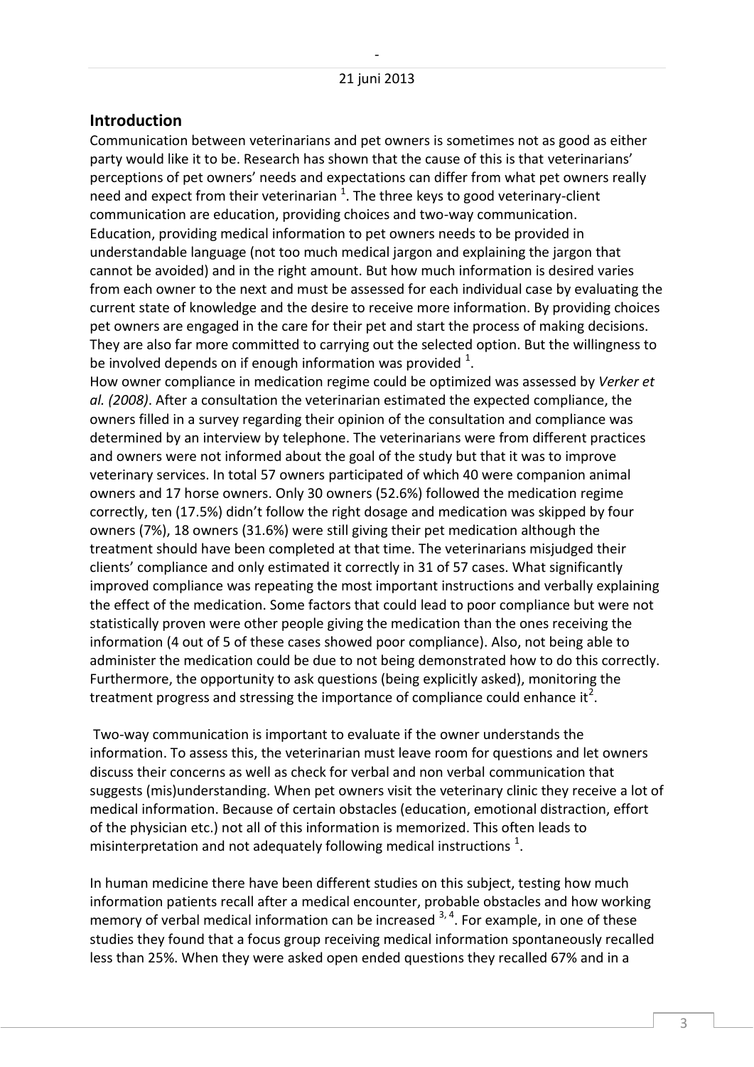## Introduction

Communication between veterinarians and pet owners is sometimes not as good as either party would like it to be. Research has shown that the cause of this is that veterinarians' perceptions of pet owners' needs and expectations can differ from what pet owners really need and expect from their veterinarian [1]. The three keys to good veterinary-client communication are education, providing choices and two-way communication.
Education, providing medical information to pet owners needs to be provided in understandable language (not too much medical jargon and explaining the jargon that cannot be avoided) and in the right amount. But how much information is desired varies from each owner to the next and must be assessed for each individual case by evaluating the current state of knowledge and the desire to receive more information. By providing choices pet owners are engaged in the care for their pet and start the process of making decisions. They are also far more committed to carrying out the selected option. But the willingness to be involved depends on if enough information was provided [1].
How owner compliance in medication regime could be optimized was assessed by *Verker et al. (2008)*. After a consultation the veterinarian estimated the expected compliance, the owners filled in a survey regarding their opinion of the consultation and compliance was determined by an interview by telephone. The veterinarians were from different practices and owners were not informed about the goal of the study but that it was to improve veterinary services. In total 57 owners participated of which 40 were companion animal owners and 17 horse owners. Only 30 owners (52.6%) followed the medication regime correctly, ten (17.5%) didn't follow the right dosage and medication was skipped by four owners (7%), 18 owners (31.6%) were still giving their pet medication although the treatment should have been completed at that time. The veterinarians misjudged their clients' compliance and only estimated it correctly in 31 of 57 cases. What significantly improved compliance was repeating the most important instructions and verbally explaining the effect of the medication. Some factors that could lead to poor compliance but were not statistically proven were other people giving the medication than the ones receiving the information (4 out of 5 of these cases showed poor compliance). Also, not being able to administer the medication could be due to not being demonstrated how to do this correctly. Furthermore, the opportunity to ask questions (being explicitly asked), monitoring the treatment progress and stressing the importance of compliance could enhance it[2].

Two-way communication is important to evaluate if the owner understands the information. To assess this, the veterinarian must leave room for questions and let owners discuss their concerns as well as check for verbal and non verbal communication that suggests (mis)understanding. When pet owners visit the veterinary clinic they receive a lot of medical information. Because of certain obstacles (education, emotional distraction, effort of the physician etc.) not all of this information is memorized. This often leads to misinterpretation and not adequately following medical instructions [1].

In human medicine there have been different studies on this subject, testing how much information patients recall after a medical encounter, probable obstacles and how working memory of verbal medical information can be increased [3, 4]. For example, in one of these studies they found that a focus group receiving medical information spontaneously recalled less than 25%. When they were asked open ended questions they recalled 67% and in a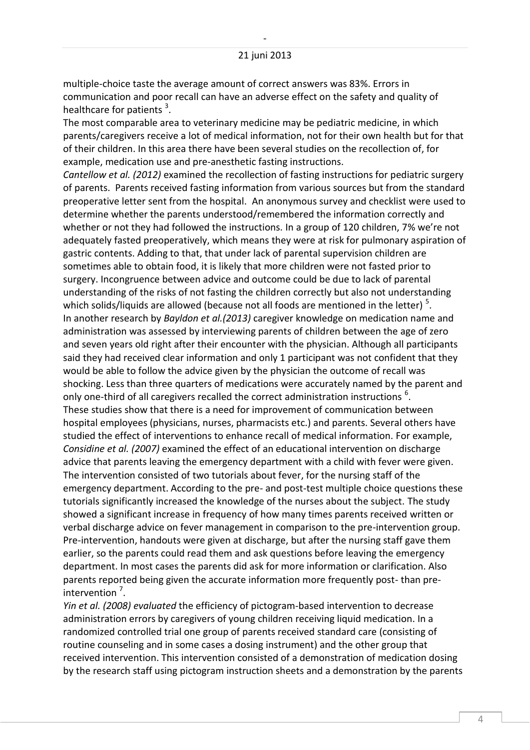multiple-choice taste the average amount of correct answers was 83%. Errors in communication and poor recall can have an adverse effect on the safety and quality of healthcare for patients [3].

The most comparable area to veterinary medicine may be pediatric medicine, in which parents/caregivers receive a lot of medical information, not for their own health but for that of their children. In this area there have been several studies on the recollection of, for example, medication use and pre-anesthetic fasting instructions.

*Cantellow et al. (2012)* examined the recollection of fasting instructions for pediatric surgery of parents. Parents received fasting information from various sources but from the standard preoperative letter sent from the hospital. An anonymous survey and checklist were used to determine whether the parents understood/remembered the information correctly and whether or not they had followed the instructions. In a group of 120 children, 7% we're not adequately fasted preoperatively, which means they were at risk for pulmonary aspiration of gastric contents. Adding to that, that under lack of parental supervision children are sometimes able to obtain food, it is likely that more children were not fasted prior to surgery. Incongruence between advice and outcome could be due to lack of parental understanding of the risks of not fasting the children correctly but also not understanding which solids/liquids are allowed (because not all foods are mentioned in the letter) [5].

In another research by *Bayldon et al.(2013)* caregiver knowledge on medication name and administration was assessed by interviewing parents of children between the age of zero and seven years old right after their encounter with the physician. Although all participants said they had received clear information and only 1 participant was not confident that they would be able to follow the advice given by the physician the outcome of recall was shocking. Less than three quarters of medications were accurately named by the parent and only one-third of all caregivers recalled the correct administration instructions [6].

These studies show that there is a need for improvement of communication between hospital employees (physicians, nurses, pharmacists etc.) and parents. Several others have studied the effect of interventions to enhance recall of medical information. For example, *Considine et al. (2007)* examined the effect of an educational intervention on discharge advice that parents leaving the emergency department with a child with fever were given. The intervention consisted of two tutorials about fever, for the nursing staff of the emergency department. According to the pre- and post-test multiple choice questions these tutorials significantly increased the knowledge of the nurses about the subject. The study showed a significant increase in frequency of how many times parents received written or verbal discharge advice on fever management in comparison to the pre-intervention group. Pre-intervention, handouts were given at discharge, but after the nursing staff gave them earlier, so the parents could read them and ask questions before leaving the emergency department. In most cases the parents did ask for more information or clarification. Also parents reported being given the accurate information more frequently post- than pre-intervention [7].

*Yin et al. (2008) evaluated* the efficiency of pictogram-based intervention to decrease administration errors by caregivers of young children receiving liquid medication. In a randomized controlled trial one group of parents received standard care (consisting of routine counseling and in some cases a dosing instrument) and the other group that received intervention. This intervention consisted of a demonstration of medication dosing by the research staff using pictogram instruction sheets and a demonstration by the parents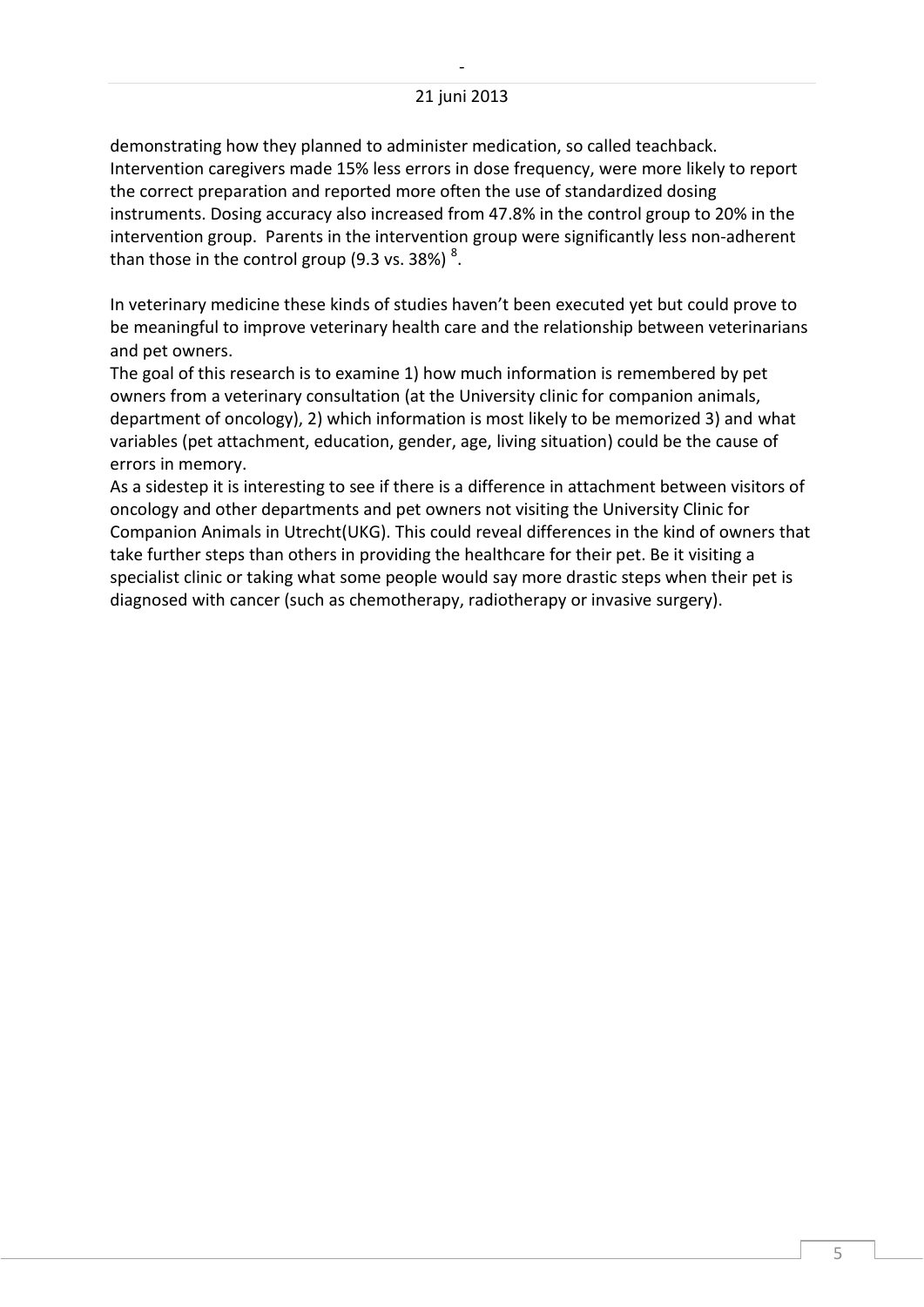demonstrating how they planned to administer medication, so called teachback. Intervention caregivers made 15% less errors in dose frequency, were more likely to report the correct preparation and reported more often the use of standardized dosing instruments. Dosing accuracy also increased from 47.8% in the control group to 20% in the intervention group. Parents in the intervention group were significantly less non-adherent than those in the control group (9.3 vs. 38%) [8].

In veterinary medicine these kinds of studies haven't been executed yet but could prove to be meaningful to improve veterinary health care and the relationship between veterinarians and pet owners.

The goal of this research is to examine 1) how much information is remembered by pet owners from a veterinary consultation (at the University clinic for companion animals, department of oncology), 2) which information is most likely to be memorized 3) and what variables (pet attachment, education, gender, age, living situation) could be the cause of errors in memory.

As a sidestep it is interesting to see if there is a difference in attachment between visitors of oncology and other departments and pet owners not visiting the University Clinic for Companion Animals in Utrecht(UKG). This could reveal differences in the kind of owners that take further steps than others in providing the healthcare for their pet. Be it visiting a specialist clinic or taking what some people would say more drastic steps when their pet is diagnosed with cancer (such as chemotherapy, radiotherapy or invasive surgery).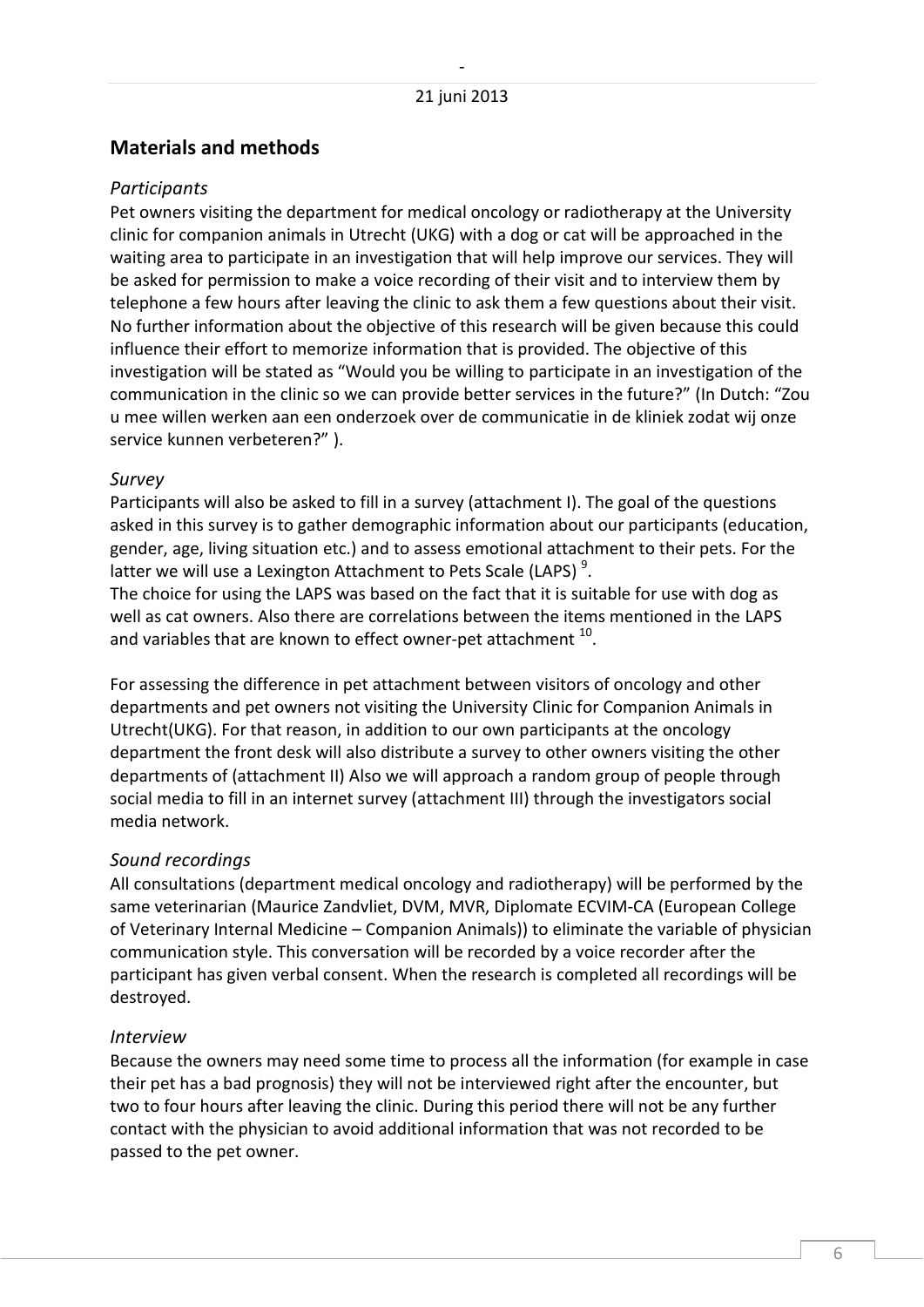## Materials and methods

### *Participants*

Pet owners visiting the department for medical oncology or radiotherapy at the University clinic for companion animals in Utrecht (UKG) with a dog or cat will be approached in the waiting area to participate in an investigation that will help improve our services. They will be asked for permission to make a voice recording of their visit and to interview them by telephone a few hours after leaving the clinic to ask them a few questions about their visit. No further information about the objective of this research will be given because this could influence their effort to memorize information that is provided. The objective of this investigation will be stated as "Would you be willing to participate in an investigation of the communication in the clinic so we can provide better services in the future?" (In Dutch: "Zou u mee willen werken aan een onderzoek over de communicatie in de kliniek zodat wij onze service kunnen verbeteren?" ).

### *Survey*

Participants will also be asked to fill in a survey (attachment I). The goal of the questions asked in this survey is to gather demographic information about our participants (education, gender, age, living situation etc.) and to assess emotional attachment to their pets. For the latter we will use a Lexington Attachment to Pets Scale (LAPS) [9].

The choice for using the LAPS was based on the fact that it is suitable for use with dog as well as cat owners. Also there are correlations between the items mentioned in the LAPS and variables that are known to effect owner-pet attachment [10].

For assessing the difference in pet attachment between visitors of oncology and other departments and pet owners not visiting the University Clinic for Companion Animals in Utrecht(UKG). For that reason, in addition to our own participants at the oncology department the front desk will also distribute a survey to other owners visiting the other departments of (attachment II) Also we will approach a random group of people through social media to fill in an internet survey (attachment III) through the investigators social media network.

### *Sound recordings*

All consultations (department medical oncology and radiotherapy) will be performed by the same veterinarian (Maurice Zandvliet, DVM, MVR, Diplomate ECVIM-CA (European College of Veterinary Internal Medicine – Companion Animals)) to eliminate the variable of physician communication style. This conversation will be recorded by a voice recorder after the participant has given verbal consent. When the research is completed all recordings will be destroyed.

### *Interview*

Because the owners may need some time to process all the information (for example in case their pet has a bad prognosis) they will not be interviewed right after the encounter, but two to four hours after leaving the clinic. During this period there will not be any further contact with the physician to avoid additional information that was not recorded to be passed to the pet owner.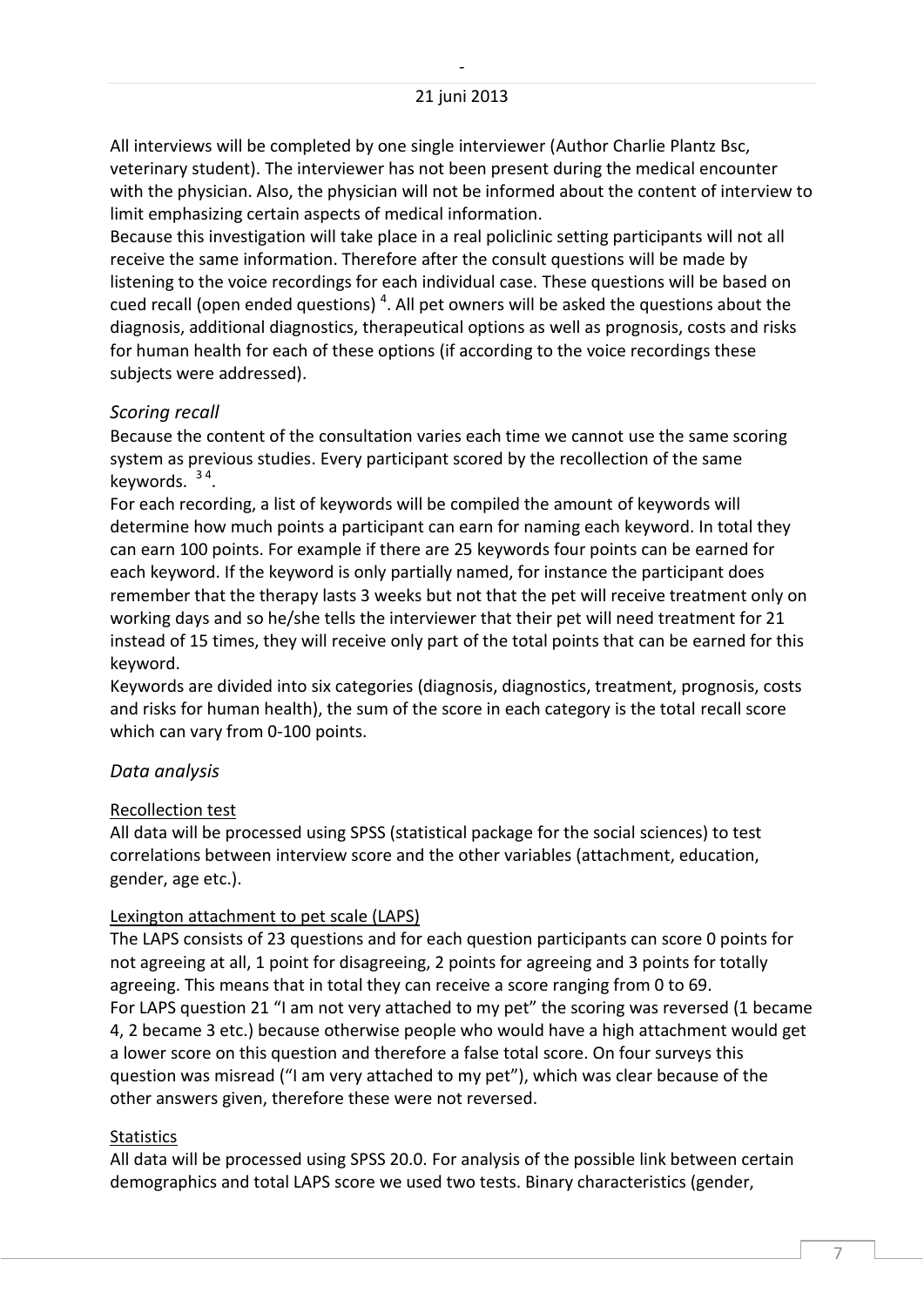All interviews will be completed by one single interviewer (Author Charlie Plantz Bsc, veterinary student). The interviewer has not been present during the medical encounter with the physician. Also, the physician will not be informed about the content of interview to limit emphasizing certain aspects of medical information.
Because this investigation will take place in a real policlinic setting participants will not all receive the same information. Therefore after the consult questions will be made by listening to the voice recordings for each individual case. These questions will be based on cued recall (open ended questions) [4]. All pet owners will be asked the questions about the diagnosis, additional diagnostics, therapeutical options as well as prognosis, costs and risks for human health for each of these options (if according to the voice recordings these subjects were addressed).

### *Scoring recall*

Because the content of the consultation varies each time we cannot use the same scoring system as previous studies. Every participant scored by the recollection of the same keywords. [3,4].
For each recording, a list of keywords will be compiled the amount of keywords will determine how much points a participant can earn for naming each keyword. In total they can earn 100 points. For example if there are 25 keywords four points can be earned for each keyword. If the keyword is only partially named, for instance the participant does remember that the therapy lasts 3 weeks but not that the pet will receive treatment only on working days and so he/she tells the interviewer that their pet will need treatment for 21 instead of 15 times, they will receive only part of the total points that can be earned for this keyword.
Keywords are divided into six categories (diagnosis, diagnostics, treatment, prognosis, costs and risks for human health), the sum of the score in each category is the total recall score which can vary from 0-100 points.

### *Data analysis*

#### Recollection test

All data will be processed using SPSS (statistical package for the social sciences) to test correlations between interview score and the other variables (attachment, education, gender, age etc.).

#### Lexington attachment to pet scale (LAPS)

The LAPS consists of 23 questions and for each question participants can score 0 points for not agreeing at all, 1 point for disagreeing, 2 points for agreeing and 3 points for totally agreeing. This means that in total they can receive a score ranging from 0 to 69.
For LAPS question 21 "I am not very attached to my pet" the scoring was reversed (1 became 4, 2 became 3 etc.) because otherwise people who would have a high attachment would get a lower score on this question and therefore a false total score. On four surveys this question was misread ("I am very attached to my pet"), which was clear because of the other answers given, therefore these were not reversed.

#### Statistics

All data will be processed using SPSS 20.0. For analysis of the possible link between certain demographics and total LAPS score we used two tests. Binary characteristics (gender,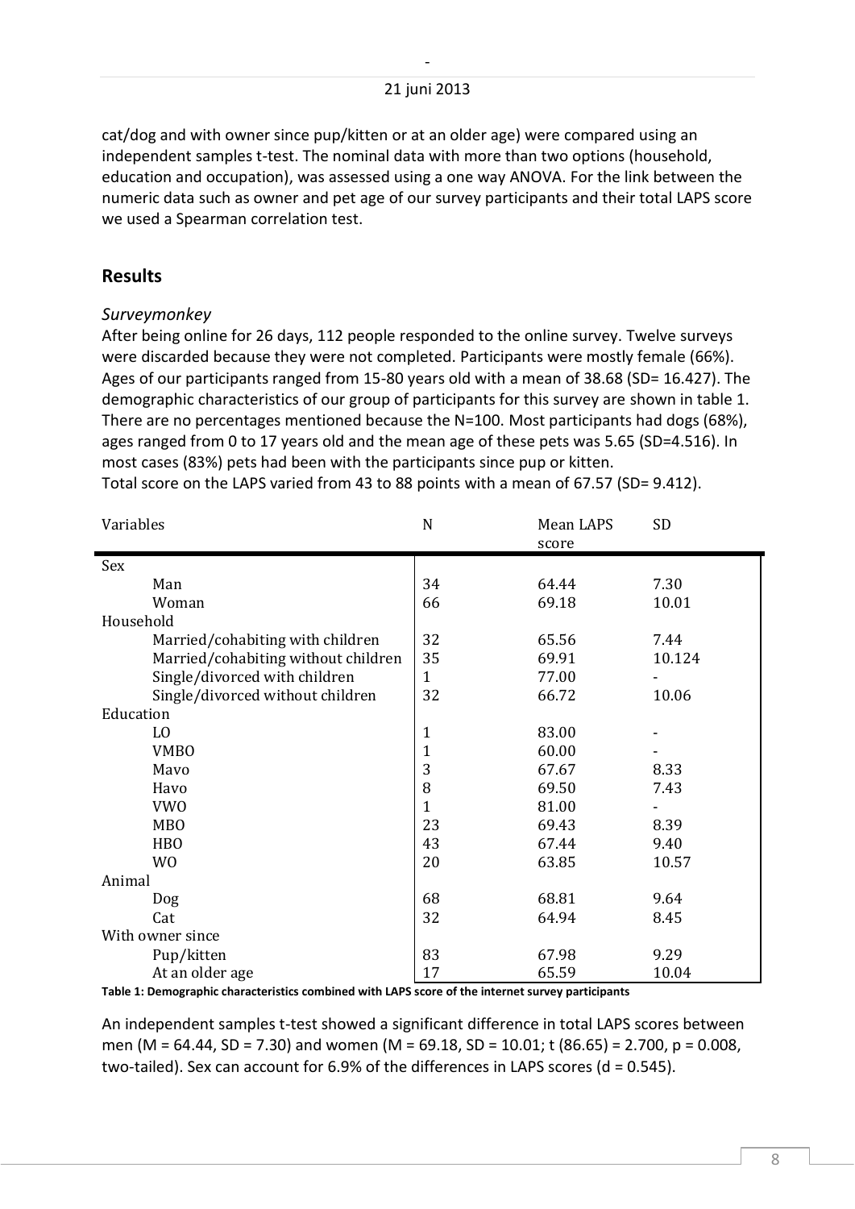cat/dog and with owner since pup/kitten or at an older age) were compared using an independent samples t-test. The nominal data with more than two options (household, education and occupation), was assessed using a one way ANOVA. For the link between the numeric data such as owner and pet age of our survey participants and their total LAPS score we used a Spearman correlation test.

## Results

### *Surveymonkey*

After being online for 26 days, 112 people responded to the online survey. Twelve surveys were discarded because they were not completed. Participants were mostly female (66%). Ages of our participants ranged from 15-80 years old with a mean of 38.68 (SD= 16.427). The demographic characteristics of our group of participants for this survey are shown in table 1. There are no percentages mentioned because the N=100. Most participants had dogs (68%), ages ranged from 0 to 17 years old and the mean age of these pets was 5.65 (SD=4.516). In most cases (83%) pets had been with the participants since pup or kitten.
Total score on the LAPS varied from 43 to 88 points with a mean of 67.57 (SD= 9.412).

| Variables | N | Mean LAPS score | SD |
|---|---|---|---|
| Sex | | | |
| Man | 34 | 64.44 | 7.30 |
| Woman | 66 | 69.18 | 10.01 |
| Household | | | |
| Married/cohabiting with children | 32 | 65.56 | 7.44 |
| Married/cohabiting without children | 35 | 69.91 | 10.124 |
| Single/divorced with children | 1 | 77.00 | - |
| Single/divorced without children | 32 | 66.72 | 10.06 |
| Education | | | |
| LO | 1 | 83.00 | - |
| VMBO | 1 | 60.00 | - |
| Mavo | 3 | 67.67 | 8.33 |
| Havo | 8 | 69.50 | 7.43 |
| VWO | 1 | 81.00 | - |
| MBO | 23 | 69.43 | 8.39 |
| HBO | 43 | 67.44 | 9.40 |
| WO | 20 | 63.85 | 10.57 |
| Animal | | | |
| Dog | 68 | 68.81 | 9.64 |
| Cat | 32 | 64.94 | 8.45 |
| With owner since | | | |
| Pup/kitten | 83 | 67.98 | 9.29 |
| At an older age | 17 | 65.59 | 10.04 |

**Table 1: Demographic characteristics combined with LAPS score of the internet survey participants**

An independent samples t-test showed a significant difference in total LAPS scores between men (M = 64.44, SD = 7.30) and women (M = 69.18, SD = 10.01; $t\ (86.65) = 2.700$, $p = 0.008$, two-tailed). Sex can account for 6.9% of the differences in LAPS scores ($d = 0.545$).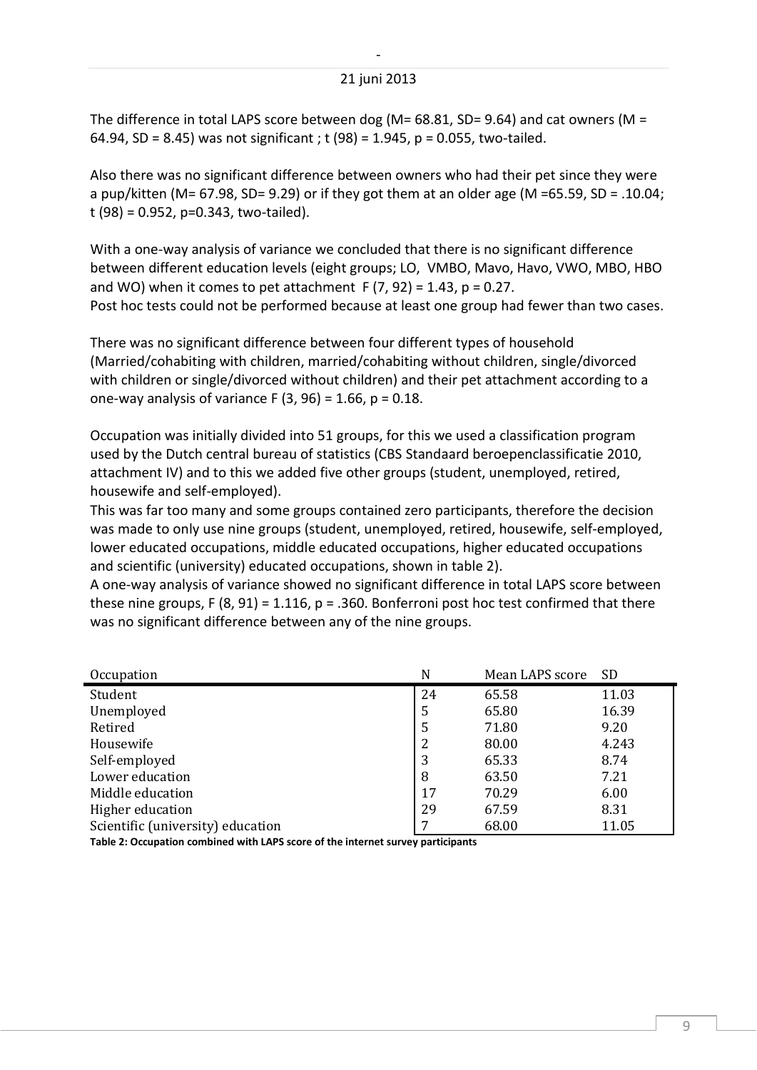The difference in total LAPS score between dog ($M = 68.81$, $SD = 9.64$) and cat owners ($M = 64.94$, $SD = 8.45$) was not significant ; $t(98) = 1.945$, $p = 0.055$, two-tailed.

Also there was no significant difference between owners who had their pet since they were a pup/kitten ($M = 67.98$, $SD = 9.29$) or if they got them at an older age ($M = 65.59$, $SD = .10.04$; $t(98) = 0.952$, $p = 0.343$, two-tailed).

With a one-way analysis of variance we concluded that there is no significant difference between different education levels (eight groups; LO, VMBO, Mavo, Havo, VWO, MBO, HBO and WO) when it comes to pet attachment $F(7, 92) = 1.43$, $p = 0.27$.
Post hoc tests could not be performed because at least one group had fewer than two cases.

There was no significant difference between four different types of household (Married/cohabiting with children, married/cohabiting without children, single/divorced with children or single/divorced without children) and their pet attachment according to a one-way analysis of variance $F(3, 96) = 1.66$, $p = 0.18$.

Occupation was initially divided into 51 groups, for this we used a classification program used by the Dutch central bureau of statistics (CBS Standaard beroepenclassificatie 2010, attachment IV) and to this we added five other groups (student, unemployed, retired, housewife and self-employed).
This was far too many and some groups contained zero participants, therefore the decision was made to only use nine groups (student, unemployed, retired, housewife, self-employed, lower educated occupations, middle educated occupations, higher educated occupations and scientific (university) educated occupations, shown in table 2).
A one-way analysis of variance showed no significant difference in total LAPS score between these nine groups, $F(8, 91) = 1.116$, $p = .360$. Bonferroni post hoc test confirmed that there was no significant difference between any of the nine groups.

| Occupation | N | Mean LAPS score | SD |
|---|---|---|---|
| Student | 24 | 65.58 | 11.03 |
| Unemployed | 5 | 65.80 | 16.39 |
| Retired | 5 | 71.80 | 9.20 |
| Housewife | 2 | 80.00 | 4.243 |
| Self-employed | 3 | 65.33 | 8.74 |
| Lower education | 8 | 63.50 | 7.21 |
| Middle education | 17 | 70.29 | 6.00 |
| Higher education | 29 | 67.59 | 8.31 |
| Scientific (university) education | 7 | 68.00 | 11.05 |

**Table 2: Occupation combined with LAPS score of the internet survey participants**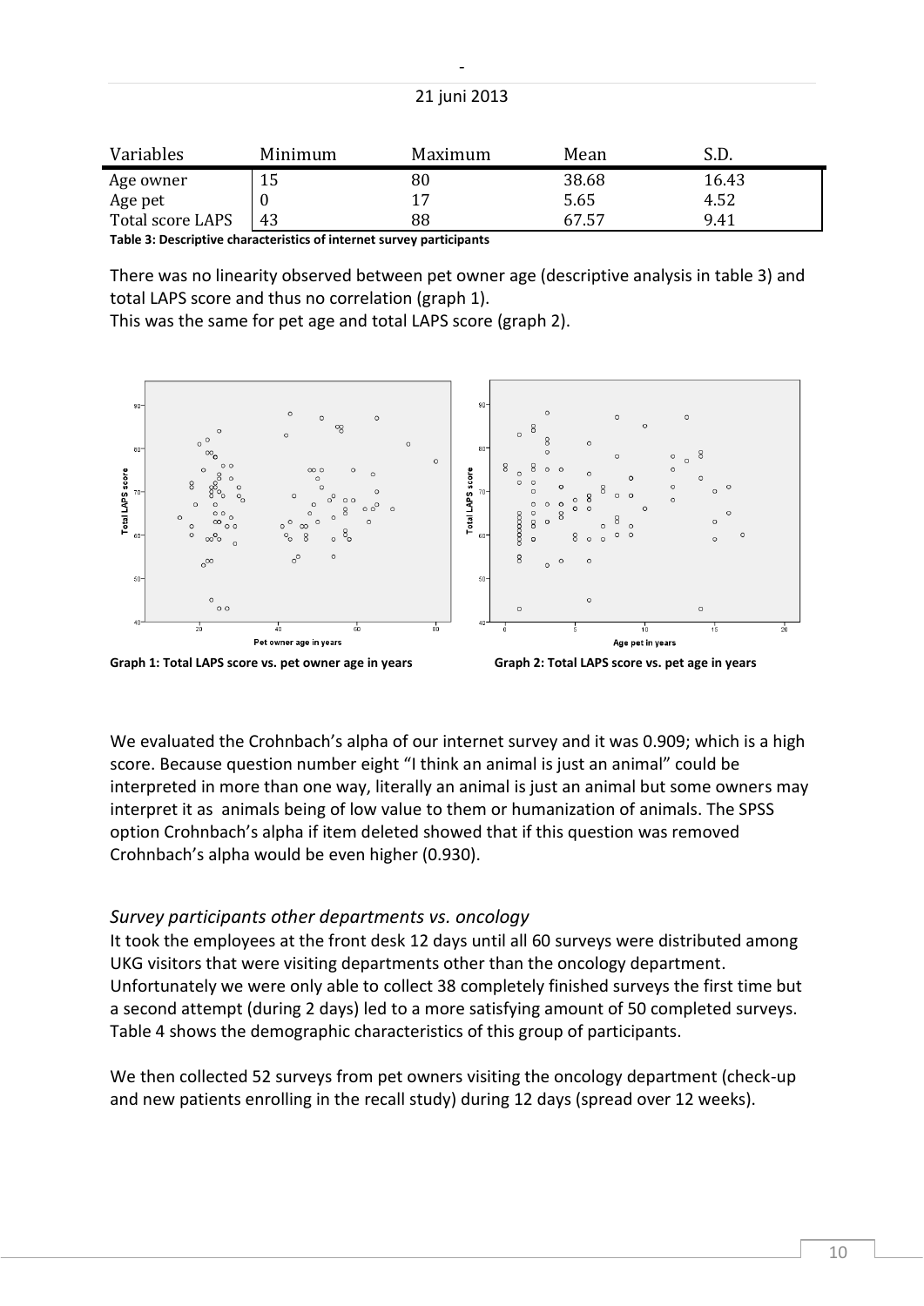| Variables | Minimum | Maximum | Mean | S.D. |
|---|---|---|---|---|
| Age owner | 15 | 80 | 38.68 | 16.43 |
| Age pet | 0 | 17 | 5.65 | 4.52 |
| Total score LAPS | 43 | 88 | 67.57 | 9.41 |

**Table 3: Descriptive characteristics of internet survey participants**

There was no linearity observed between pet owner age (descriptive analysis in table 3) and total LAPS score and thus no correlation (graph 1).
This was the same for pet age and total LAPS score (graph 2).

**Graph 1: Total LAPS score vs. pet owner age in years**

**Graph 2: Total LAPS score vs. pet age in years**

We evaluated the Crohnbach's alpha of our internet survey and it was 0.909; which is a high score. Because question number eight "I think an animal is just an animal" could be interpreted in more than one way, literally an animal is just an animal but some owners may interpret it as animals being of low value to them or humanization of animals. The SPSS option Crohnbach's alpha if item deleted showed that if this question was removed Crohnbach's alpha would be even higher (0.930).

### *Survey participants other departments vs. oncology*

It took the employees at the front desk 12 days until all 60 surveys were distributed among UKG visitors that were visiting departments other than the oncology department. Unfortunately we were only able to collect 38 completely finished surveys the first time but a second attempt (during 2 days) led to a more satisfying amount of 50 completed surveys. Table 4 shows the demographic characteristics of this group of participants.

We then collected 52 surveys from pet owners visiting the oncology department (check-up and new patients enrolling in the recall study) during 12 days (spread over 12 weeks).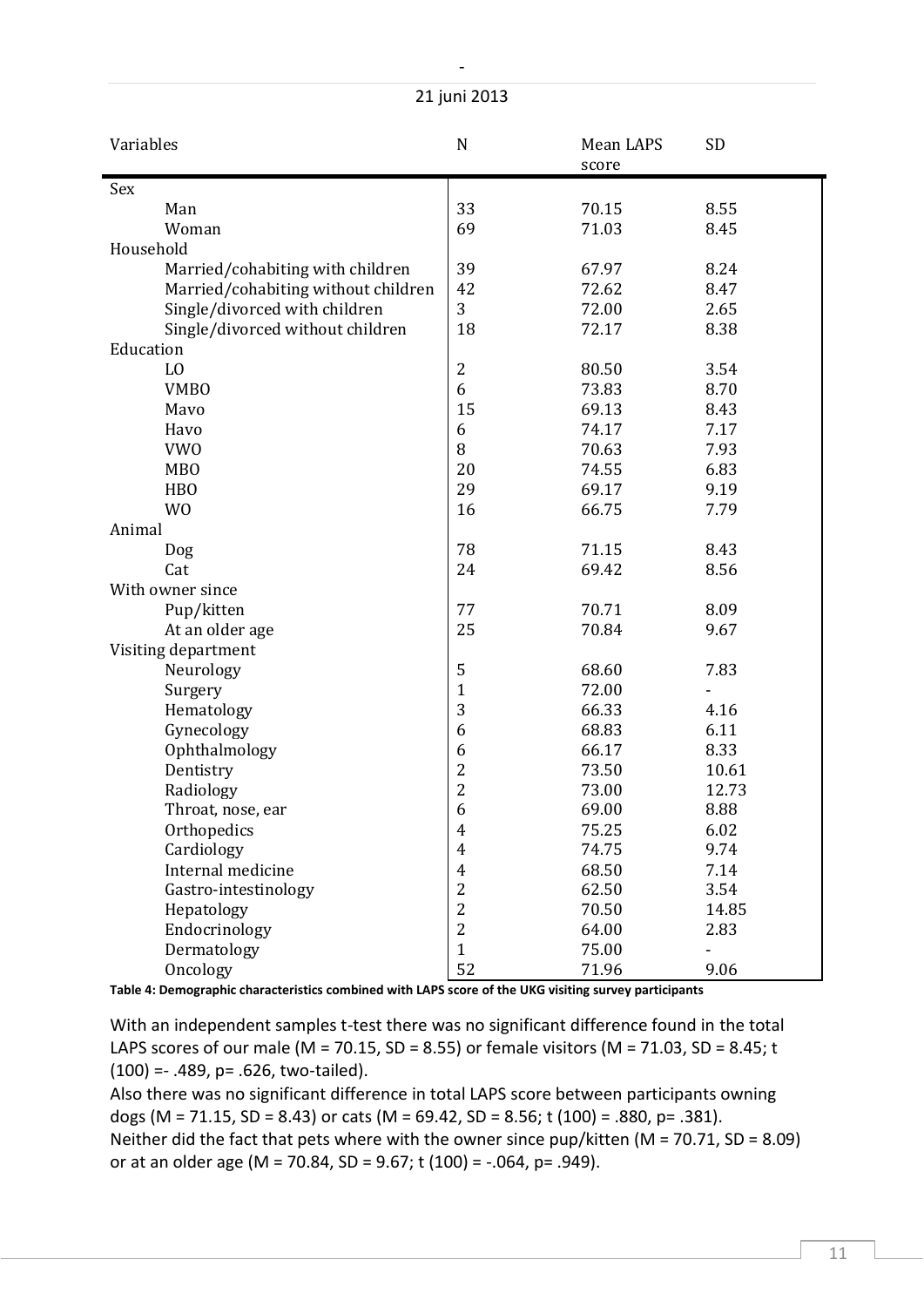| Variables | N | Mean LAPS score | SD |
|---|---|---|---|
| Sex | | | |
| Man | 33 | 70.15 | 8.55 |
| Woman | 69 | 71.03 | 8.45 |
| Household | | | |
| Married/cohabiting with children | 39 | 67.97 | 8.24 |
| Married/cohabiting without children | 42 | 72.62 | 8.47 |
| Single/divorced with children | 3 | 72.00 | 2.65 |
| Single/divorced without children | 18 | 72.17 | 8.38 |
| Education | | | |
| LO | 2 | 80.50 | 3.54 |
| VMBO | 6 | 73.83 | 8.70 |
| Mavo | 15 | 69.13 | 8.43 |
| Havo | 6 | 74.17 | 7.17 |
| VWO | 8 | 70.63 | 7.93 |
| MBO | 20 | 74.55 | 6.83 |
| HBO | 29 | 69.17 | 9.19 |
| WO | 16 | 66.75 | 7.79 |
| Animal | | | |
| Dog | 78 | 71.15 | 8.43 |
| Cat | 24 | 69.42 | 8.56 |
| With owner since | | | |
| Pup/kitten | 77 | 70.71 | 8.09 |
| At an older age | 25 | 70.84 | 9.67 |
| Visiting department | | | |
| Neurology | 5 | 68.60 | 7.83 |
| Surgery | 1 | 72.00 | - |
| Hematology | 3 | 66.33 | 4.16 |
| Gynecology | 6 | 68.83 | 6.11 |
| Ophthalmology | 6 | 66.17 | 8.33 |
| Dentistry | 2 | 73.50 | 10.61 |
| Radiology | 2 | 73.00 | 12.73 |
| Throat, nose, ear | 6 | 69.00 | 8.88 |
| Orthopedics | 4 | 75.25 | 6.02 |
| Cardiology | 4 | 74.75 | 9.74 |
| Internal medicine | 4 | 68.50 | 7.14 |
| Gastro-intestinology | 2 | 62.50 | 3.54 |
| Hepatology | 2 | 70.50 | 14.85 |
| Endocrinology | 2 | 64.00 | 2.83 |
| Dermatology | 1 | 75.00 | - |
| Oncology | 52 | 71.96 | 9.06 |

**Table 4: Demographic characteristics combined with LAPS score of the UKG visiting survey participants**

With an independent samples t-test there was no significant difference found in the total LAPS scores of our male ($M = 70.15$, $SD = 8.55$) or female visitors ($M = 71.03$, $SD = 8.45$; $t(100) = -.489$, $p = .626$, two-tailed).

Also there was no significant difference in total LAPS score between participants owning dogs ($M = 71.15$, $SD = 8.43$) or cats ($M = 69.42$, $SD = 8.56$; $t(100) = .880$, $p = .381$).

Neither did the fact that pets where with the owner since pup/kitten ($M = 70.71$, $SD = 8.09$) or at an older age ($M = 70.84$, $SD = 9.67$; $t(100) = -.064$, $p = .949$).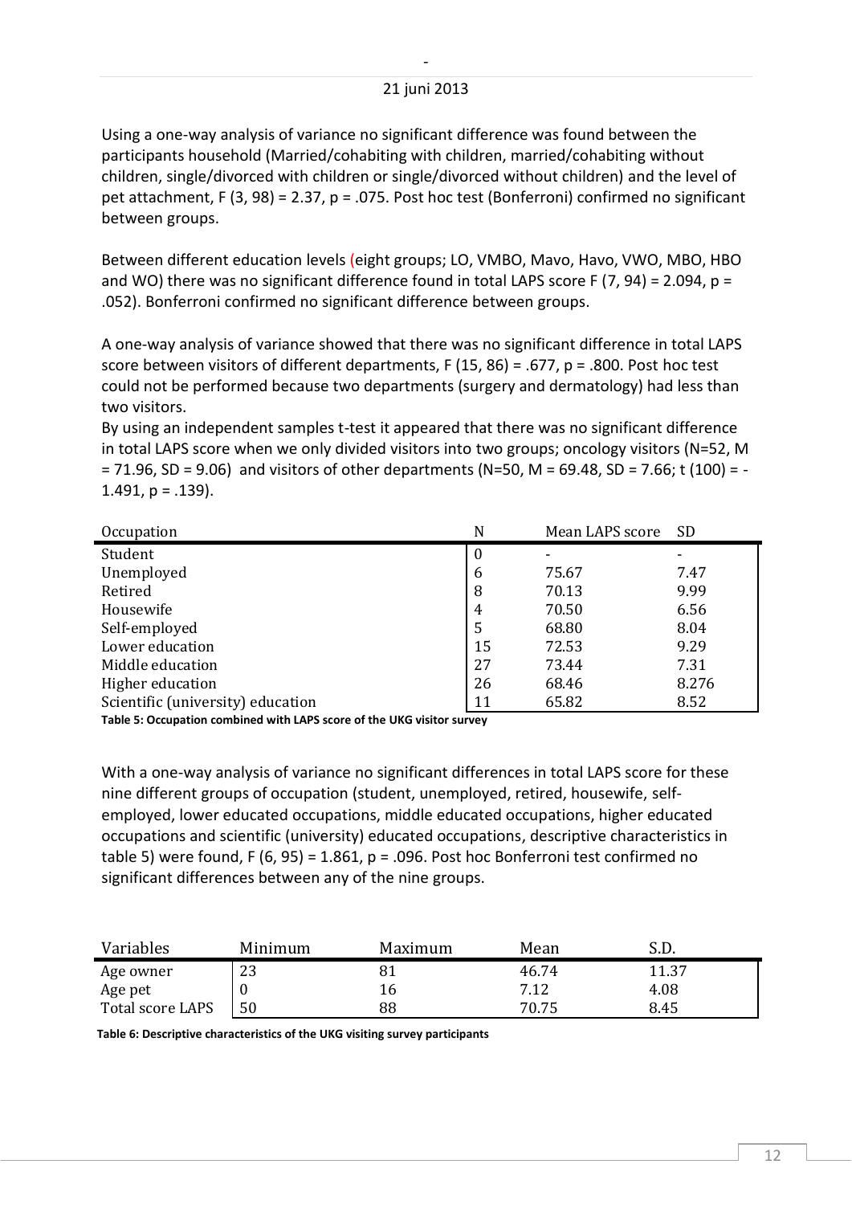Using a one-way analysis of variance no significant difference was found between the participants household (Married/cohabiting with children, married/cohabiting without children, single/divorced with children or single/divorced without children) and the level of pet attachment, $F(3, 98) = 2.37$, $p = .075$. Post hoc test (Bonferroni) confirmed no significant between groups.

Between different education levels (eight groups; LO, VMBO, Mavo, Havo, VWO, MBO, HBO and WO) there was no significant difference found in total LAPS score $F(7, 94) = 2.094$, $p = .052$). Bonferroni confirmed no significant difference between groups.

A one-way analysis of variance showed that there was no significant difference in total LAPS score between visitors of different departments, $F(15, 86) = .677$, $p = .800$. Post hoc test could not be performed because two departments (surgery and dermatology) had less than two visitors.

By using an independent samples t-test it appeared that there was no significant difference in total LAPS score when we only divided visitors into two groups; oncology visitors (N=52, M = 71.96, SD = 9.06) and visitors of other departments (N=50, M = 69.48, SD = 7.66; $t(100) = -1.491$, $p = .139$).

| Occupation | N | Mean LAPS score | SD |
|---|---|---|---|
| Student | 0 | - | - |
| Unemployed | 6 | 75.67 | 7.47 |
| Retired | 8 | 70.13 | 9.99 |
| Housewife | 4 | 70.50 | 6.56 |
| Self-employed | 5 | 68.80 | 8.04 |
| Lower education | 15 | 72.53 | 9.29 |
| Middle education | 27 | 73.44 | 7.31 |
| Higher education | 26 | 68.46 | 8.276 |
| Scientific (university) education | 11 | 65.82 | 8.52 |

**Table 5: Occupation combined with LAPS score of the UKG visitor survey**

With a one-way analysis of variance no significant differences in total LAPS score for these nine different groups of occupation (student, unemployed, retired, housewife, self-employed, lower educated occupations, middle educated occupations, higher educated occupations and scientific (university) educated occupations, descriptive characteristics in table 5) were found, $F(6, 95) = 1.861$, $p = .096$. Post hoc Bonferroni test confirmed no significant differences between any of the nine groups.

| Variables | Minimum | Maximum | Mean | S.D. |
|---|---|---|---|---|
| Age owner | 23 | 81 | 46.74 | 11.37 |
| Age pet | 0 | 16 | 7.12 | 4.08 |
| Total score LAPS | 50 | 88 | 70.75 | 8.45 |

**Table 6: Descriptive characteristics of the UKG visiting survey participants**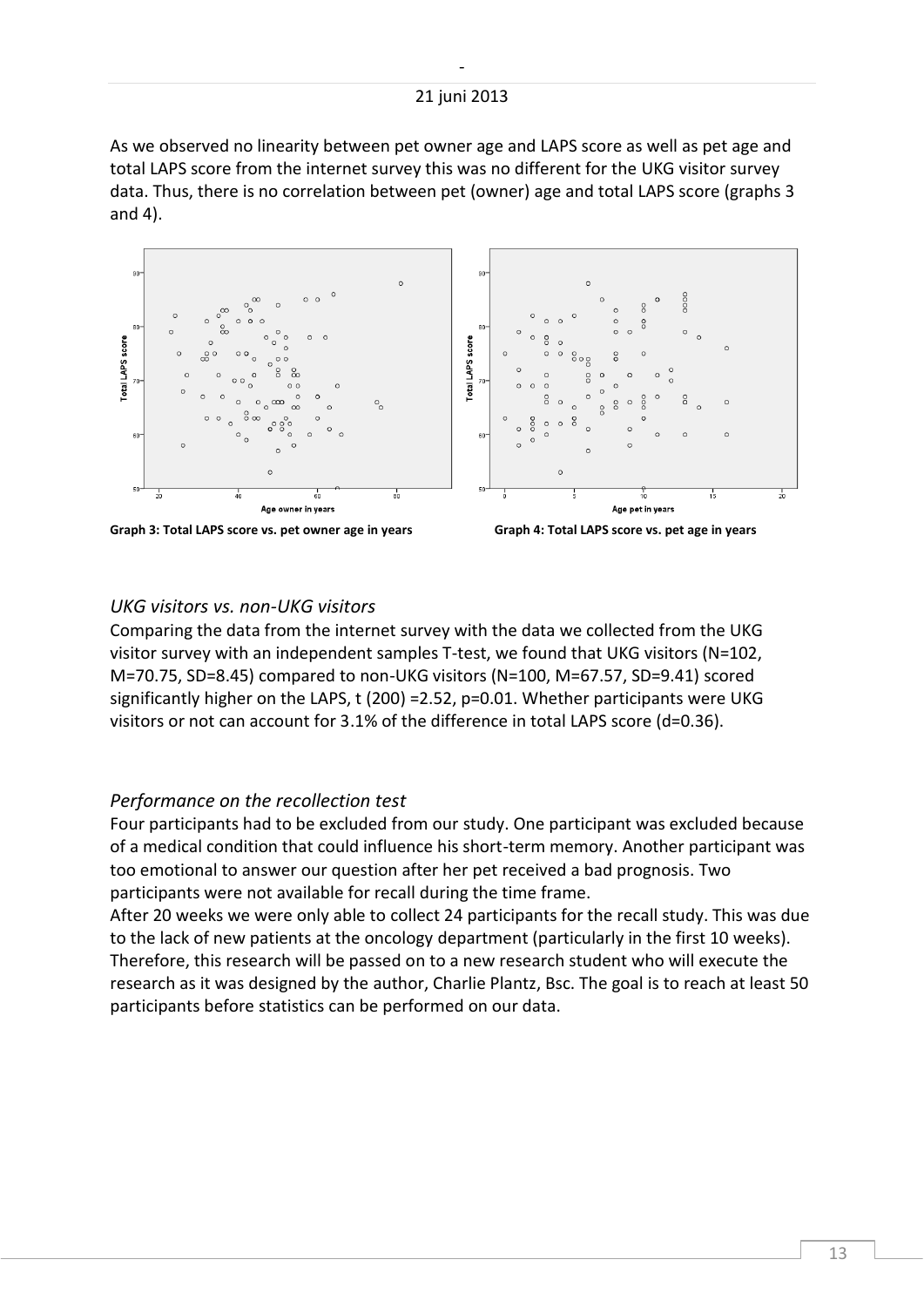As we observed no linearity between pet owner age and LAPS score as well as pet age and total LAPS score from the internet survey this was no different for the UKG visitor survey data. Thus, there is no correlation between pet (owner) age and total LAPS score (graphs 3 and 4).

**Graph 3: Total LAPS score vs. pet owner age in years**

**Graph 4: Total LAPS score vs. pet age in years**

### *UKG visitors vs. non-UKG visitors*

Comparing the data from the internet survey with the data we collected from the UKG visitor survey with an independent samples T-test, we found that UKG visitors (N=102, M=70.75, SD=8.45) compared to non-UKG visitors (N=100, M=67.57, SD=9.41) scored significantly higher on the LAPS, $t(200) = 2.52$, $p = 0.01$. Whether participants were UKG visitors or not can account for 3.1% of the difference in total LAPS score ($d = 0.36$).

### *Performance on the recollection test*

Four participants had to be excluded from our study. One participant was excluded because of a medical condition that could influence his short-term memory. Another participant was too emotional to answer our question after her pet received a bad prognosis. Two participants were not available for recall during the time frame.

After 20 weeks we were only able to collect 24 participants for the recall study. This was due to the lack of new patients at the oncology department (particularly in the first 10 weeks). Therefore, this research will be passed on to a new research student who will execute the research as it was designed by the author, Charlie Plantz, Bsc. The goal is to reach at least 50 participants before statistics can be performed on our data.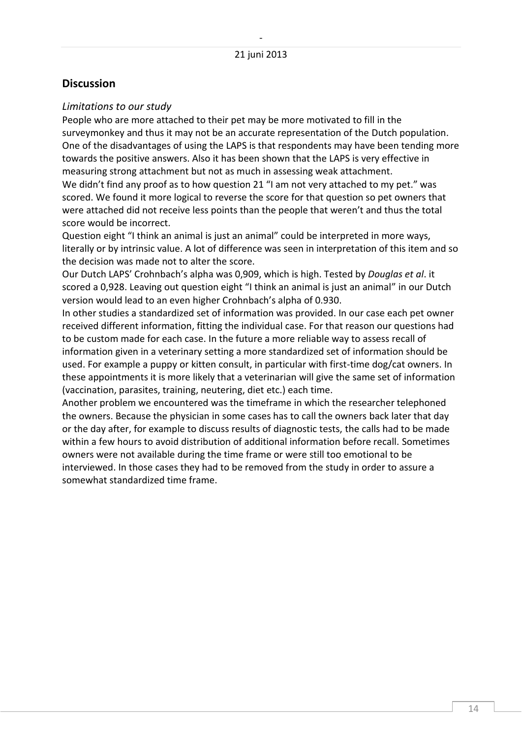## Discussion

*Limitations to our study*

People who are more attached to their pet may be more motivated to fill in the surveymonkey and thus it may not be an accurate representation of the Dutch population. One of the disadvantages of using the LAPS is that respondents may have been tending more towards the positive answers. Also it has been shown that the LAPS is very effective in measuring strong attachment but not as much in assessing weak attachment.

We didn't find any proof as to how question 21 "I am not very attached to my pet." was scored. We found it more logical to reverse the score for that question so pet owners that were attached did not receive less points than the people that weren't and thus the total score would be incorrect.

Question eight "I think an animal is just an animal" could be interpreted in more ways, literally or by intrinsic value. A lot of difference was seen in interpretation of this item and so the decision was made not to alter the score.

Our Dutch LAPS' Crohnbach's alpha was 0,909, which is high. Tested by *Douglas et al*. it scored a 0,928. Leaving out question eight "I think an animal is just an animal" in our Dutch version would lead to an even higher Crohnbach's alpha of 0.930.

In other studies a standardized set of information was provided. In our case each pet owner received different information, fitting the individual case. For that reason our questions had to be custom made for each case. In the future a more reliable way to assess recall of information given in a veterinary setting a more standardized set of information should be used. For example a puppy or kitten consult, in particular with first-time dog/cat owners. In these appointments it is more likely that a veterinarian will give the same set of information (vaccination, parasites, training, neutering, diet etc.) each time.

Another problem we encountered was the timeframe in which the researcher telephoned the owners. Because the physician in some cases has to call the owners back later that day or the day after, for example to discuss results of diagnostic tests, the calls had to be made within a few hours to avoid distribution of additional information before recall. Sometimes owners were not available during the time frame or were still too emotional to be interviewed. In those cases they had to be removed from the study in order to assure a somewhat standardized time frame.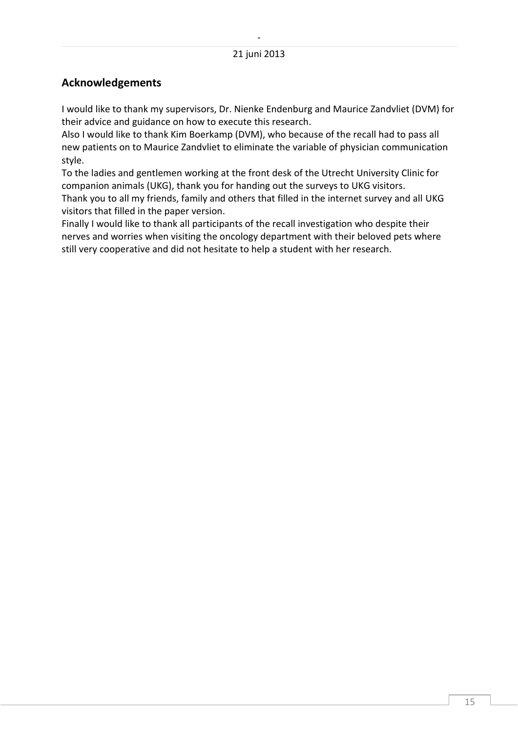## Acknowledgements

I would like to thank my supervisors, Dr. Nienke Endenburg and Maurice Zandvliet (DVM) for their advice and guidance on how to execute this research.
Also I would like to thank Kim Boerkamp (DVM), who because of the recall had to pass all new patients on to Maurice Zandvliet to eliminate the variable of physician communication style.
To the ladies and gentlemen working at the front desk of the Utrecht University Clinic for companion animals (UKG), thank you for handing out the surveys to UKG visitors.
Thank you to all my friends, family and others that filled in the internet survey and all UKG visitors that filled in the paper version.
Finally I would like to thank all participants of the recall investigation who despite their nerves and worries when visiting the oncology department with their beloved pets where still very cooperative and did not hesitate to help a student with her research.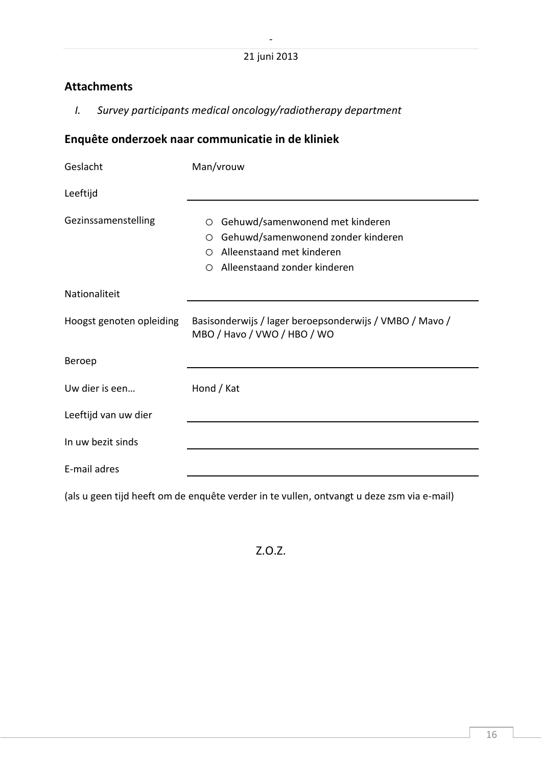## Attachments

*I. Survey participants medical oncology/radiotherapy department*

## Enquête onderzoek naar communicatie in de kliniek

| | |
|---|---|
| Geslacht | Man/vrouw |
| Leeftijd | ______________________ |
| Gezinssamenstelling | ○ Gehuwd/samenwonend met kinderen<br>○ Gehuwd/samenwonend zonder kinderen<br>○ Alleenstaand met kinderen<br>○ Alleenstaand zonder kinderen |
| Nationaliteit | ______________________ |
| Hoogst genoten opleiding | Basisonderwijs / lager beroepsonderwijs / VMBO / Mavo / MBO / Havo / VWO / HBO / WO |
| Beroep | ______________________ |
| Uw dier is een… | Hond / Kat |
| Leeftijd van uw dier | ______________________ |
| In uw bezit sinds | ______________________ |
| E-mail adres | ______________________ |

(als u geen tijd heeft om de enquête verder in te vullen, ontvangt u deze zsm via e-mail)

Z.O.Z.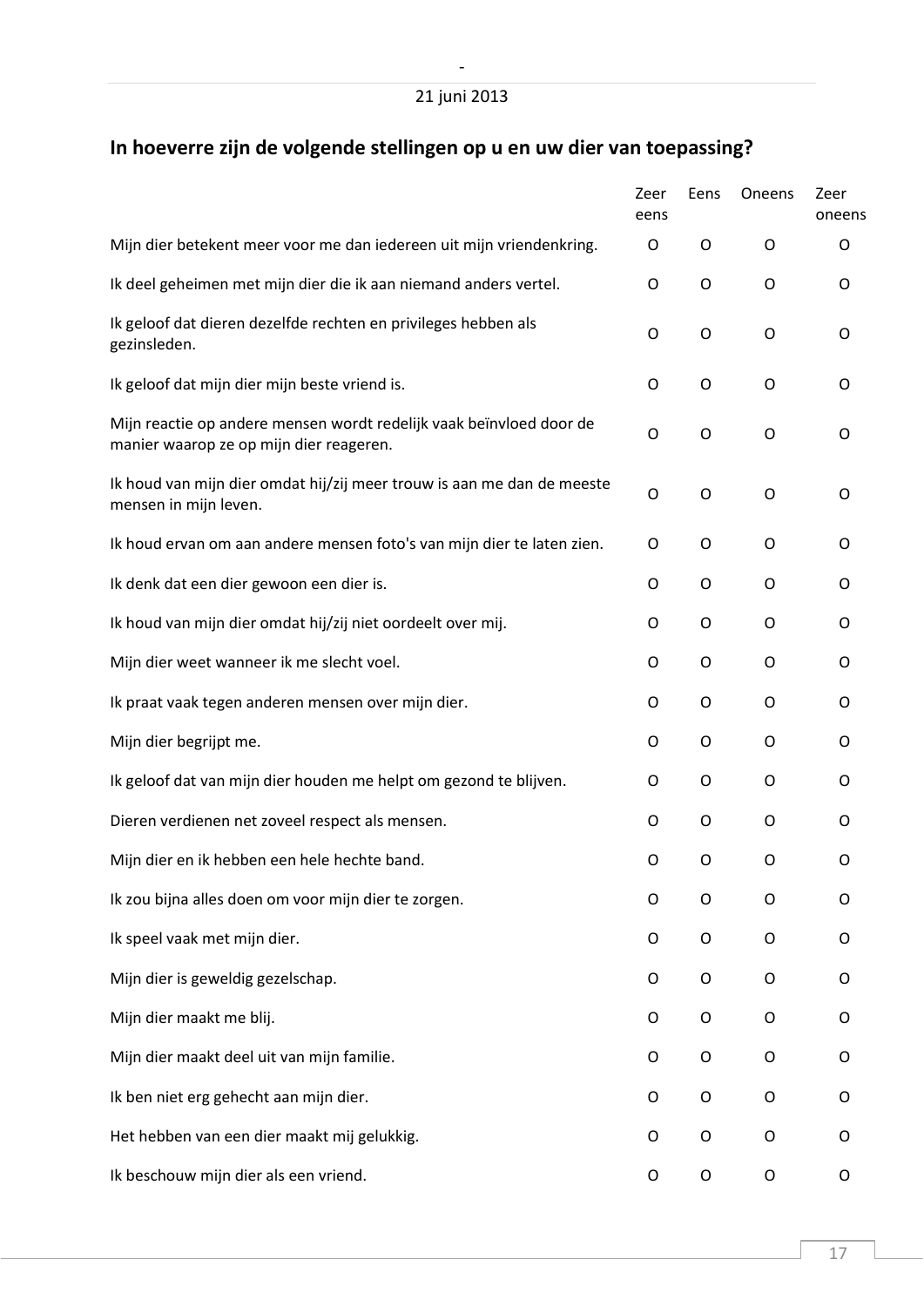## In hoeverre zijn de volgende stellingen op u en uw dier van toepassing?

| | Zeer eens | Eens | Oneens | Zeer oneens |
|---|---|---|---|---|
| Mijn dier betekent meer voor me dan iedereen uit mijn vriendenkring. | O | O | O | O |
| Ik deel geheimen met mijn dier die ik aan niemand anders vertel. | O | O | O | O |
| Ik geloof dat dieren dezelfde rechten en privileges hebben als gezinsleden. | O | O | O | O |
| Ik geloof dat mijn dier mijn beste vriend is. | O | O | O | O |
| Mijn reactie op andere mensen wordt redelijk vaak beïnvloed door de manier waarop ze op mijn dier reageren. | O | O | O | O |
| Ik houd van mijn dier omdat hij/zij meer trouw is aan me dan de meeste mensen in mijn leven. | O | O | O | O |
| Ik houd ervan om aan andere mensen foto's van mijn dier te laten zien. | O | O | O | O |
| Ik denk dat een dier gewoon een dier is. | O | O | O | O |
| Ik houd van mijn dier omdat hij/zij niet oordeelt over mij. | O | O | O | O |
| Mijn dier weet wanneer ik me slecht voel. | O | O | O | O |
| Ik praat vaak tegen anderen mensen over mijn dier. | O | O | O | O |
| Mijn dier begrijpt me. | O | O | O | O |
| Ik geloof dat van mijn dier houden me helpt om gezond te blijven. | O | O | O | O |
| Dieren verdienen net zoveel respect als mensen. | O | O | O | O |
| Mijn dier en ik hebben een hele hechte band. | O | O | O | O |
| Ik zou bijna alles doen om voor mijn dier te zorgen. | O | O | O | O |
| Ik speel vaak met mijn dier. | O | O | O | O |
| Mijn dier is geweldig gezelschap. | O | O | O | O |
| Mijn dier maakt me blij. | O | O | O | O |
| Mijn dier maakt deel uit van mijn familie. | O | O | O | O |
| Ik ben niet erg gehecht aan mijn dier. | O | O | O | O |
| Het hebben van een dier maakt mij gelukkig. | O | O | O | O |
| Ik beschouw mijn dier als een vriend. | O | O | O | O |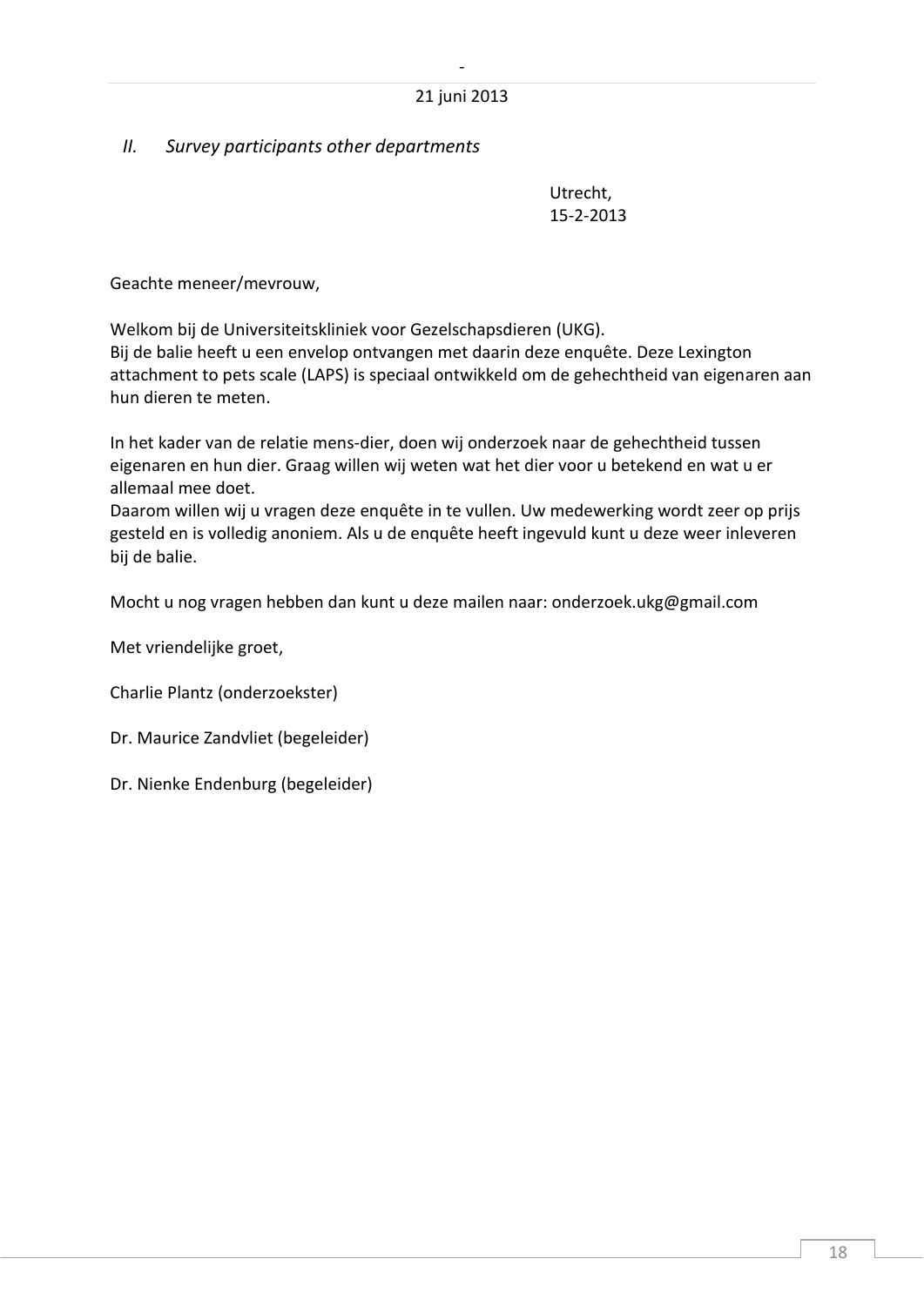*II. Survey participants other departments*

Utrecht,
15-2-2013

Geachte meneer/mevrouw,

Welkom bij de Universiteitskliniek voor Gezelschapsdieren (UKG).
Bij de balie heeft u een envelop ontvangen met daarin deze enquête. Deze Lexington attachment to pets scale (LAPS) is speciaal ontwikkeld om de gehechtheid van eigenaren aan hun dieren te meten.

In het kader van de relatie mens-dier, doen wij onderzoek naar de gehechtheid tussen eigenaren en hun dier. Graag willen wij weten wat het dier voor u betekend en wat u er allemaal mee doet.
Daarom willen wij u vragen deze enquête in te vullen. Uw medewerking wordt zeer op prijs gesteld en is volledig anoniem. Als u de enquête heeft ingevuld kunt u deze weer inleveren bij de balie.

Mocht u nog vragen hebben dan kunt u deze mailen naar: onderzoek.ukg@gmail.com

Met vriendelijke groet,

Charlie Plantz (onderzoekster)

Dr. Maurice Zandvliet (begeleider)

Dr. Nienke Endenburg (begeleider)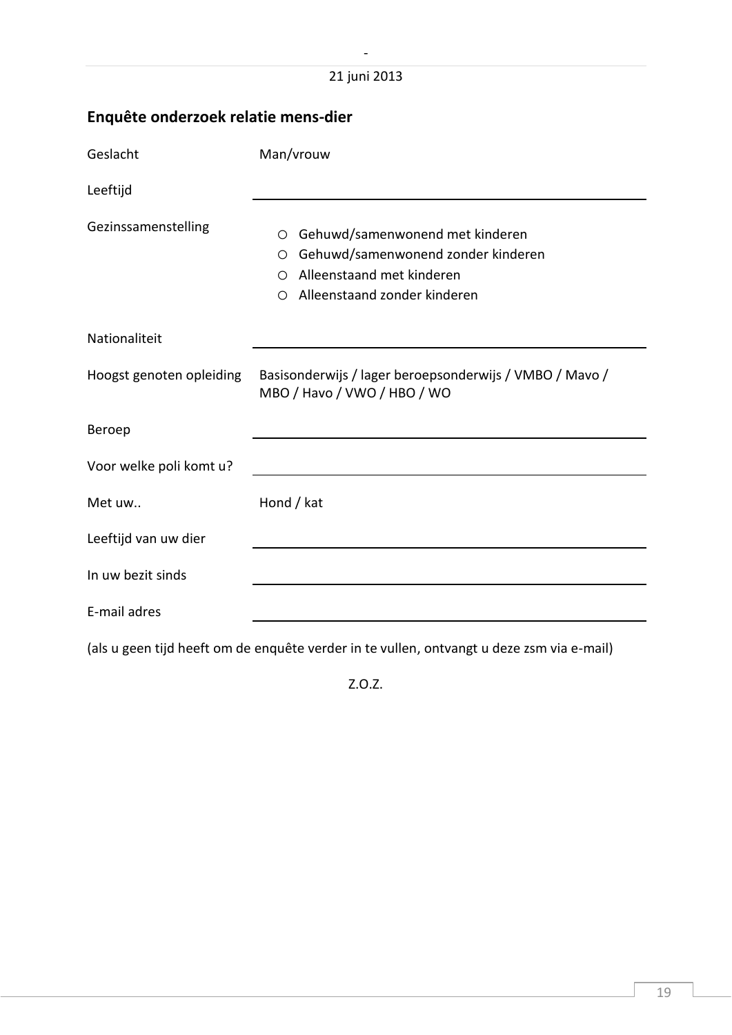## Enquête onderzoek relatie mens-dier

| | |
|---|---|
| Geslacht | Man/vrouw |
| Leeftijd | ____________________ |
| Gezinssamenstelling | ○ Gehuwd/samenwonend met kinderen<br>○ Gehuwd/samenwonend zonder kinderen<br>○ Alleenstaand met kinderen<br>○ Alleenstaand zonder kinderen |
| Nationaliteit | ____________________ |
| Hoogst genoten opleiding | Basisonderwijs / lager beroepsonderwijs / VMBO / Mavo / MBO / Havo / VWO / HBO / WO |
| Beroep | ____________________ |
| Voor welke poli komt u? | ____________________ |
| Met uw.. | Hond / kat |
| Leeftijd van uw dier | ____________________ |
| In uw bezit sinds | ____________________ |
| E-mail adres | ____________________ |

(als u geen tijd heeft om de enquête verder in te vullen, ontvangt u deze zsm via e-mail)

Z.O.Z.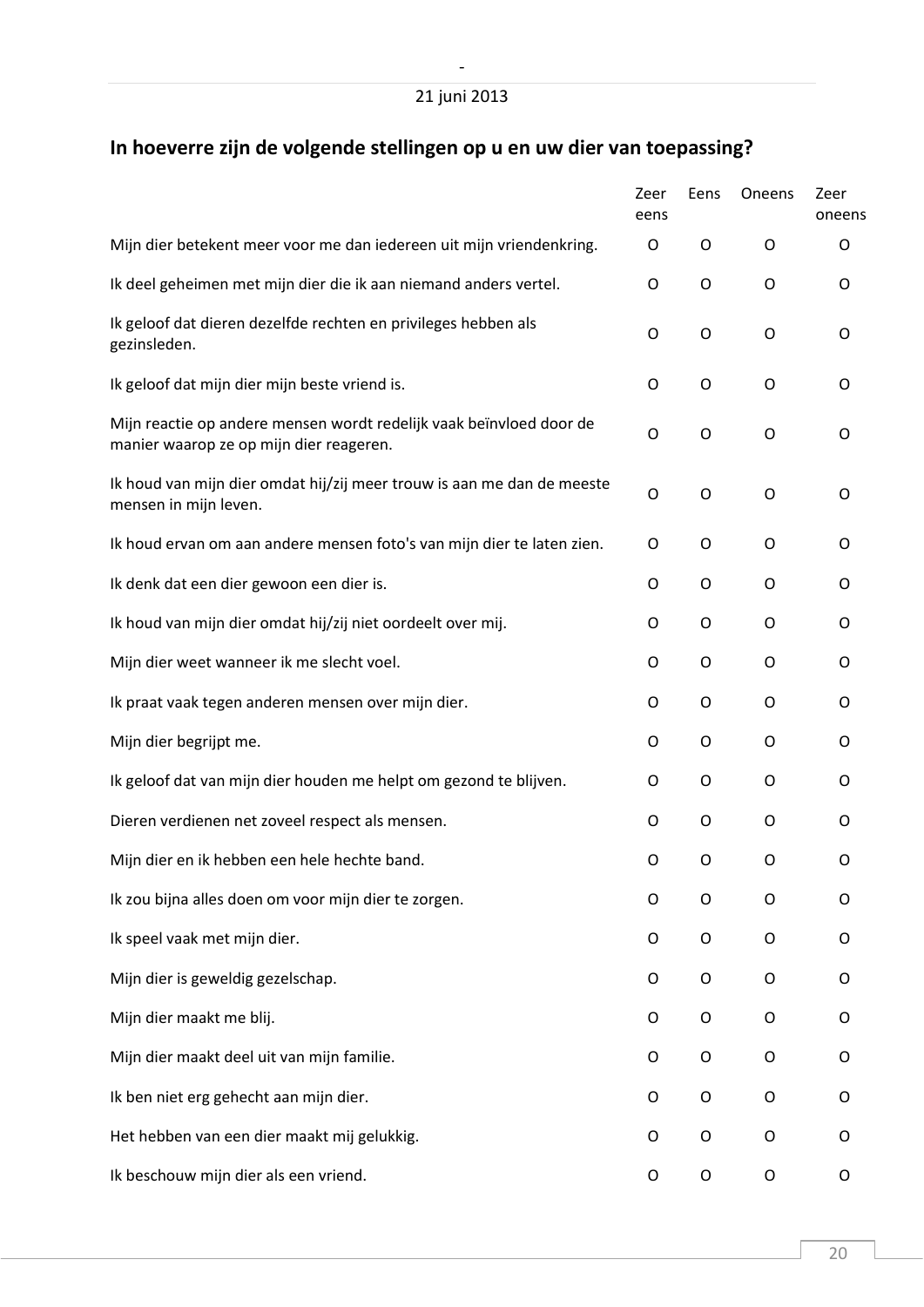## In hoeverre zijn de volgende stellingen op u en uw dier van toepassing?

| | Zeer eens | Eens | Oneens | Zeer oneens |
|---|---|---|---|---|
| Mijn dier betekent meer voor me dan iedereen uit mijn vriendenkring. | O | O | O | O |
| Ik deel geheimen met mijn dier die ik aan niemand anders vertel. | O | O | O | O |
| Ik geloof dat dieren dezelfde rechten en privileges hebben als gezinsleden. | O | O | O | O |
| Ik geloof dat mijn dier mijn beste vriend is. | O | O | O | O |
| Mijn reactie op andere mensen wordt redelijk vaak beïnvloed door de manier waarop ze op mijn dier reageren. | O | O | O | O |
| Ik houd van mijn dier omdat hij/zij meer trouw is aan me dan de meeste mensen in mijn leven. | O | O | O | O |
| Ik houd ervan om aan andere mensen foto's van mijn dier te laten zien. | O | O | O | O |
| Ik denk dat een dier gewoon een dier is. | O | O | O | O |
| Ik houd van mijn dier omdat hij/zij niet oordeelt over mij. | O | O | O | O |
| Mijn dier weet wanneer ik me slecht voel. | O | O | O | O |
| Ik praat vaak tegen anderen mensen over mijn dier. | O | O | O | O |
| Mijn dier begrijpt me. | O | O | O | O |
| Ik geloof dat van mijn dier houden me helpt om gezond te blijven. | O | O | O | O |
| Dieren verdienen net zoveel respect als mensen. | O | O | O | O |
| Mijn dier en ik hebben een hele hechte band. | O | O | O | O |
| Ik zou bijna alles doen om voor mijn dier te zorgen. | O | O | O | O |
| Ik speel vaak met mijn dier. | O | O | O | O |
| Mijn dier is geweldig gezelschap. | O | O | O | O |
| Mijn dier maakt me blij. | O | O | O | O |
| Mijn dier maakt deel uit van mijn familie. | O | O | O | O |
| Ik ben niet erg gehecht aan mijn dier. | O | O | O | O |
| Het hebben van een dier maakt mij gelukkig. | O | O | O | O |
| Ik beschouw mijn dier als een vriend. | O | O | O | O |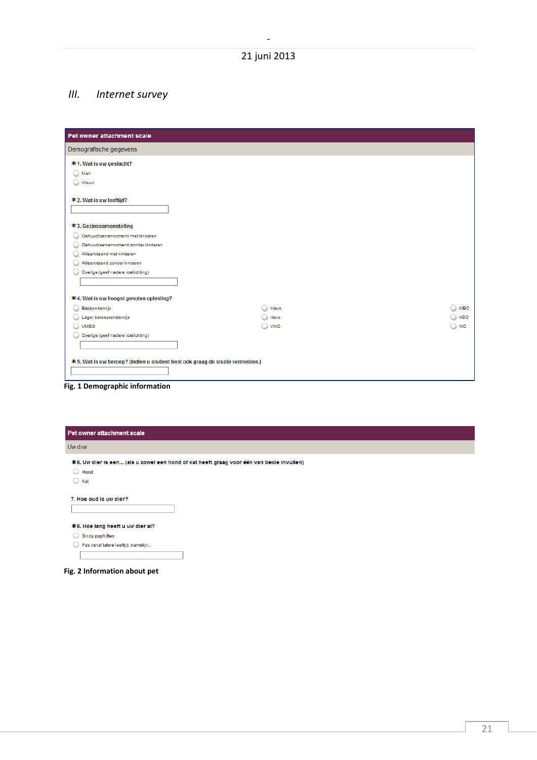## III. Internet survey

**Pet owner attachment scale**

Demografische gegevens

*1. Wat is uw geslacht?

- Man
- Vrouw

*2. Wat is uw leeftijd?

*3. Gezinssamenstelling

- Gehuwd/samenwonend met kinderen
- Gehuwd/samenwonend zonder kinderen
- Alleenstaand met kinderen
- Alleenstaand zonder kinderen
- Overige (geef nadere toelichting)

*4. Wat is uw hoogst genoten opleiding?

- Basisonderwijs
- Lager beroepsonderwijs
- VMBO
- Mavo
- Havo
- VWO
- MBO
- HBO
- WO
- Overige (geef nadere toelichting)

*5. Wat is uw beroep? (Indien u student bent ook graag de studie vermelden.)

**Fig. 1 Demographic information**

**Pet owner attachment scale**

Uw dier

*6. Uw dier is een... (als u zowel een hond of kat heeft graag voor één van beide invullen)

- Hond
- Kat

7. Hoe oud is uw dier?

*8. Hoe lang heeft u uw dier al?

- Sinds pup/kitten
- Pas vanaf latere leeftijd, namelijk...

**Fig. 2 Information about pet**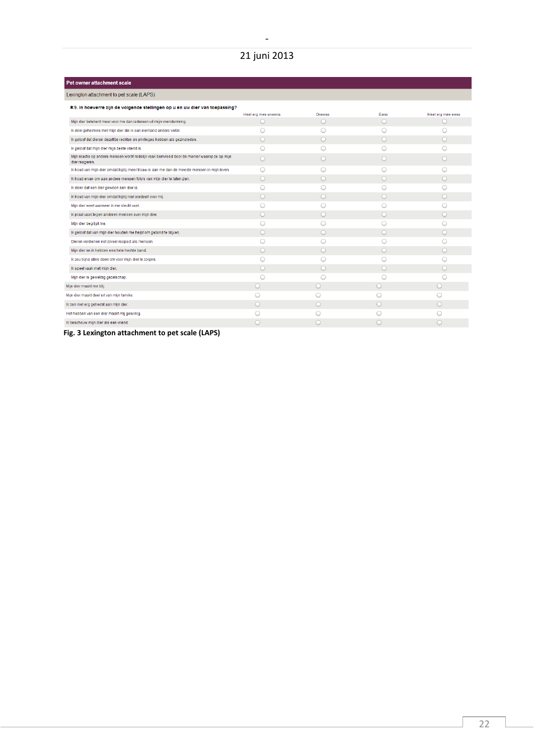**Pet owner attachment scale**

Lexington attachment to pet scale (LAPS)

*9. In hoeverre zijn de volgende stellingen op u en uw dier van toepassing?

| | Heel erg mee oneens | Oneens | Eens | Heel erg mee eens |
|---|---|---|---|---|
| Mijn dier betekent meer voor me dan iedereen uit mijn vriendenkring. | ○ | ○ | ○ | ○ |
| Ik deel geheimen met mijn dier die ik aan niemand anders vertel. | ○ | ○ | ○ | ○ |
| Ik geloof dat dieren dezelfde rechten en privileges hebben als gezinsleden. | ○ | ○ | ○ | ○ |
| Ik geloof dat mijn dier mijn beste vriend is. | ○ | ○ | ○ | ○ |
| Mijn reactie op andere mensen wordt redelijk vaak beïnvloed door de manier waarop ze op mijn dier reageren. | ○ | ○ | ○ | ○ |
| Ik houd van mijn dier omdat hij/zij meer trouw is aan me dan de meeste mensen in mijn leven. | ○ | ○ | ○ | ○ |
| Ik houd ervan om aan andere mensen foto's van mijn dier te laten zien. | ○ | ○ | ○ | ○ |
| Ik denk dat een dier gewoon een dier is. | ○ | ○ | ○ | ○ |
| Ik houd van mijn dier omdat hij/zij niet oordeelt over mij. | ○ | ○ | ○ | ○ |
| Mijn dier weet wanneer ik me slecht voel. | ○ | ○ | ○ | ○ |
| Ik praat vaak tegen anderen mensen over mijn dier. | ○ | ○ | ○ | ○ |
| Mijn dier begrijpt me. | ○ | ○ | ○ | ○ |
| Ik geloof dat van mijn dier houden me helpt om gezond te blijven. | ○ | ○ | ○ | ○ |
| Dieren verdienen net zoveel respect als mensen. | ○ | ○ | ○ | ○ |
| Mijn dier en ik hebben een hele hechte band. | ○ | ○ | ○ | ○ |
| Ik zou bijna alles doen om voor mijn dier te zorgen. | ○ | ○ | ○ | ○ |
| Ik speel vaak met mijn dier. | ○ | ○ | ○ | ○ |
| Mijn dier is geweldig gezelschap. | ○ | ○ | ○ | ○ |
| Mijn dier maakt me blij. | ○ | ○ | ○ | ○ |
| Mijn dier maakt deel uit van mijn familie. | ○ | ○ | ○ | ○ |
| Ik ben niet erg gehecht aan mijn dier. | ○ | ○ | ○ | ○ |
| Het hebben van een dier maakt mij gelukkig. | ○ | ○ | ○ | ○ |
| Ik beschouw mijn dier als een vriend. | ○ | ○ | ○ | ○ |

**Fig. 3 Lexington attachment to pet scale (LAPS)**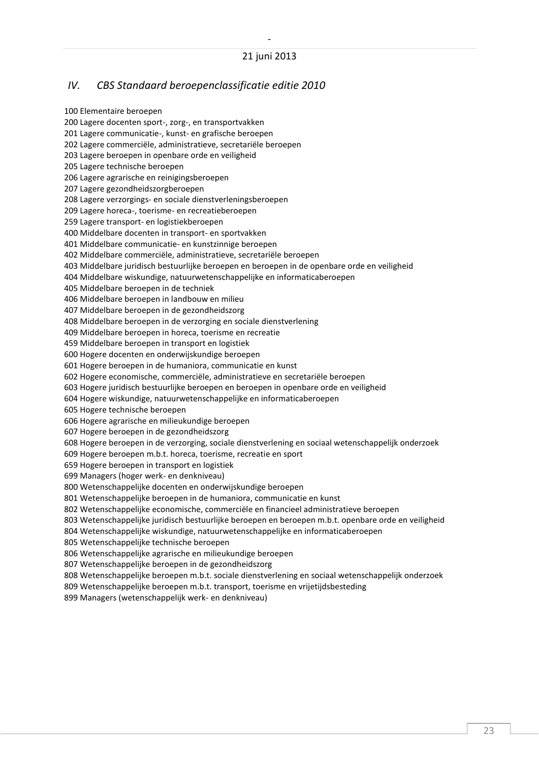## *IV. CBS Standaard beroepenclassificatie editie 2010*

100 Elementaire beroepen
200 Lagere docenten sport-, zorg-, en transportvakken
201 Lagere communicatie-, kunst- en grafische beroepen
202 Lagere commerciële, administratieve, secretariële beroepen
203 Lagere beroepen in openbare orde en veiligheid
205 Lagere technische beroepen
206 Lagere agrarische en reinigingsberoepen
207 Lagere gezondheidszorgberoepen
208 Lagere verzorgings- en sociale dienstverleningsberoepen
209 Lagere horeca-, toerisme- en recreatieberoepen
259 Lagere transport- en logistiekberoepen
400 Middelbare docenten in transport- en sportvakken
401 Middelbare communicatie- en kunstzinnige beroepen
402 Middelbare commerciële, administratieve, secretariële beroepen
403 Middelbare juridisch bestuurlijke beroepen en beroepen in de openbare orde en veiligheid
404 Middelbare wiskundige, natuurwetenschappelijke en informaticaberoepen
405 Middelbare beroepen in de techniek
406 Middelbare beroepen in landbouw en milieu
407 Middelbare beroepen in de gezondheidszorg
408 Middelbare beroepen in de verzorging en sociale dienstverlening
409 Middelbare beroepen in horeca, toerisme en recreatie
459 Middelbare beroepen in transport en logistiek
600 Hogere docenten en onderwijskundige beroepen
601 Hogere beroepen in de humaniora, communicatie en kunst
602 Hogere economische, commerciële, administratieve en secretariële beroepen
603 Hogere juridisch bestuurlijke beroepen en beroepen in openbare orde en veiligheid
604 Hogere wiskundige, natuurwetenschappelijke en informaticaberoepen
605 Hogere technische beroepen
606 Hogere agrarische en milieukundige beroepen
607 Hogere beroepen in de gezondheidszorg
608 Hogere beroepen in de verzorging, sociale dienstverlening en sociaal wetenschappelijk onderzoek
609 Hogere beroepen m.b.t. horeca, toerisme, recreatie en sport
659 Hogere beroepen in transport en logistiek
699 Managers (hoger werk- en denkniveau)
800 Wetenschappelijke docenten en onderwijskundige beroepen
801 Wetenschappelijke beroepen in de humaniora, communicatie en kunst
802 Wetenschappelijke economische, commerciële en financieel administratieve beroepen
803 Wetenschappelijke juridisch bestuurlijke beroepen en beroepen m.b.t. openbare orde en veiligheid
804 Wetenschappelijke wiskundige, natuurwetenschappelijke en informaticaberoepen
805 Wetenschappelijke technische beroepen
806 Wetenschappelijke agrarische en milieukundige beroepen
807 Wetenschappelijke beroepen in de gezondheidszorg
808 Wetenschappelijke beroepen m.b.t. sociale dienstverlening en sociaal wetenschappelijk onderzoek
809 Wetenschappelijke beroepen m.b.t. transport, toerisme en vrijetijdsbesteding
899 Managers (wetenschappelijk werk- en denkniveau)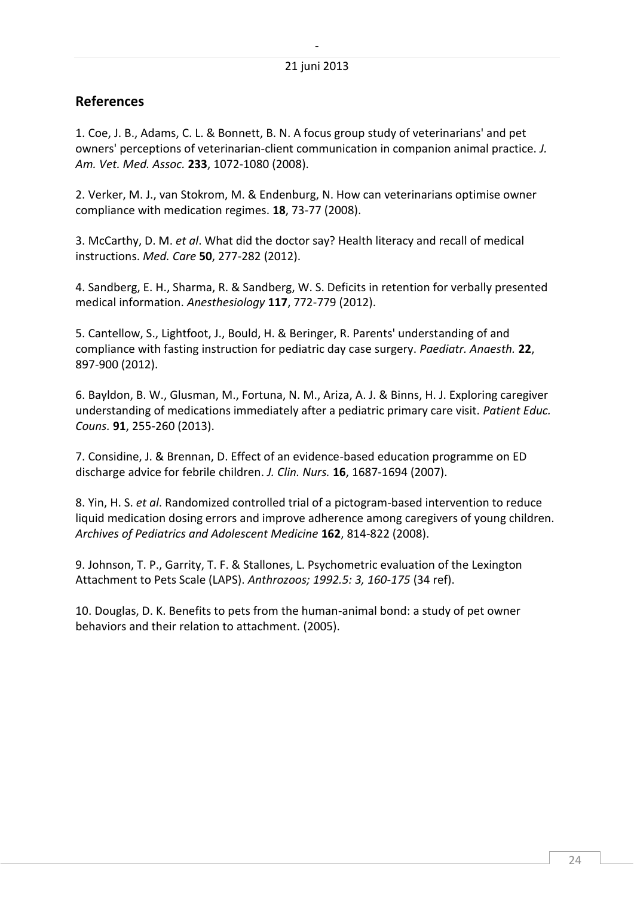## References

1. Coe, J. B., Adams, C. L. & Bonnett, B. N. A focus group study of veterinarians' and pet owners' perceptions of veterinarian-client communication in companion animal practice. *J. Am. Vet. Med. Assoc.* **233**, 1072-1080 (2008).

2. Verker, M. J., van Stokrom, M. & Endenburg, N. How can veterinarians optimise owner compliance with medication regimes. **18**, 73-77 (2008).

3. McCarthy, D. M. *et al*. What did the doctor say? Health literacy and recall of medical instructions. *Med. Care* **50**, 277-282 (2012).

4. Sandberg, E. H., Sharma, R. & Sandberg, W. S. Deficits in retention for verbally presented medical information. *Anesthesiology* **117**, 772-779 (2012).

5. Cantellow, S., Lightfoot, J., Bould, H. & Beringer, R. Parents' understanding of and compliance with fasting instruction for pediatric day case surgery. *Paediatr. Anaesth.* **22**, 897-900 (2012).

6. Bayldon, B. W., Glusman, M., Fortuna, N. M., Ariza, A. J. & Binns, H. J. Exploring caregiver understanding of medications immediately after a pediatric primary care visit. *Patient Educ. Couns.* **91**, 255-260 (2013).

7. Considine, J. & Brennan, D. Effect of an evidence-based education programme on ED discharge advice for febrile children. *J. Clin. Nurs.* **16**, 1687-1694 (2007).

8. Yin, H. S. *et al*. Randomized controlled trial of a pictogram-based intervention to reduce liquid medication dosing errors and improve adherence among caregivers of young children. *Archives of Pediatrics and Adolescent Medicine* **162**, 814-822 (2008).

9. Johnson, T. P., Garrity, T. F. & Stallones, L. Psychometric evaluation of the Lexington Attachment to Pets Scale (LAPS). *Anthrozoos; 1992.5: 3, 160-175* (34 ref).

10. Douglas, D. K. Benefits to pets from the human-animal bond: a study of pet owner behaviors and their relation to attachment. (2005).